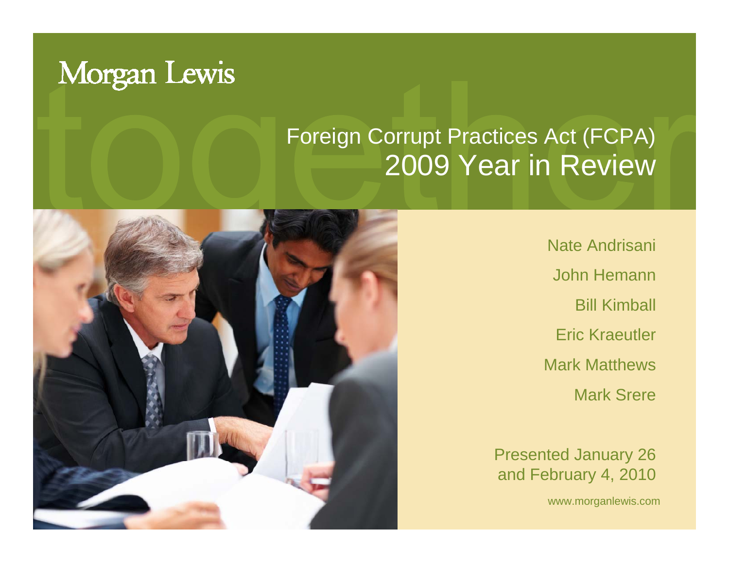Morgan Lewis

# Foreign Corrupt Practices Act (FCPA) 2009 Year in Review

Nate Andrisani

John Hemann

Bill Kimball

Eric Kraeutler

Mark Matthews

Mark Srere

Presented January 26 and February 4, 2010

www.morganlewis.com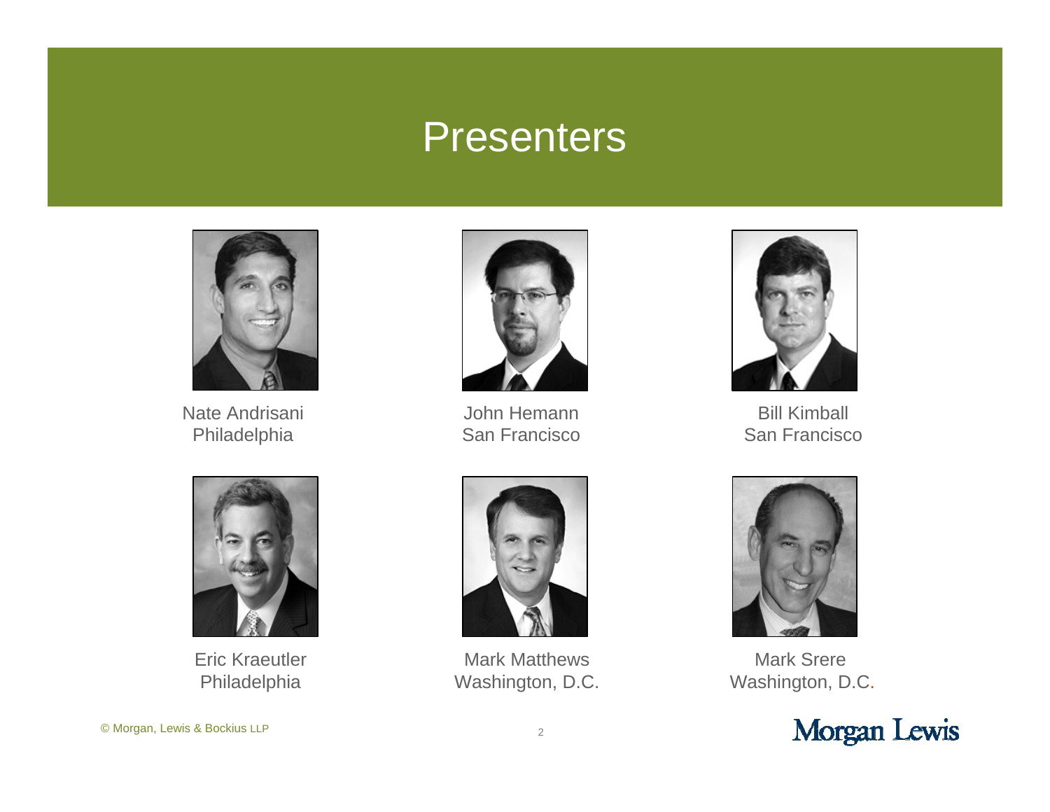# Presenters

Nate Andrisani
Philadelphia

John Hemann
San Francisco

Bill Kimball
San Francisco

Eric Kraeutler
Philadelphia

Mark Matthews
Washington, D.C.

Mark Srere
Washington, D.C.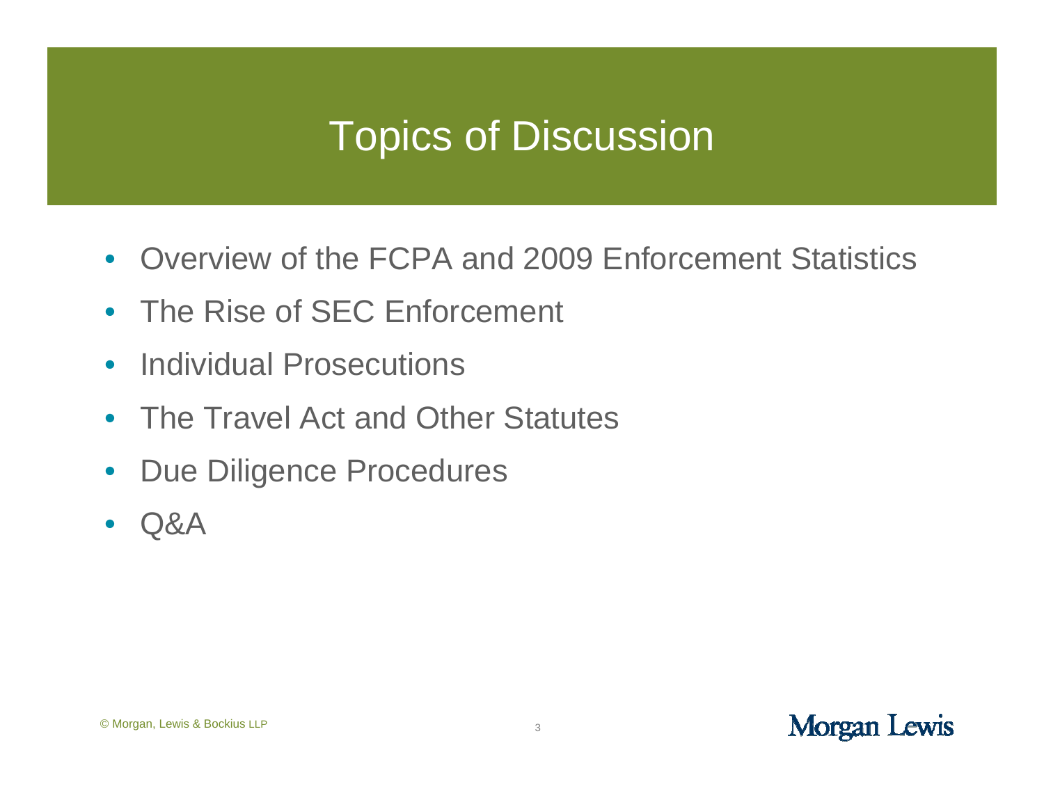# Topics of Discussion

- Overview of the FCPA and 2009 Enforcement Statistics
- The Rise of SEC Enforcement
- Individual Prosecutions
- The Travel Act and Other Statutes
- Due Diligence Procedures
- Q&A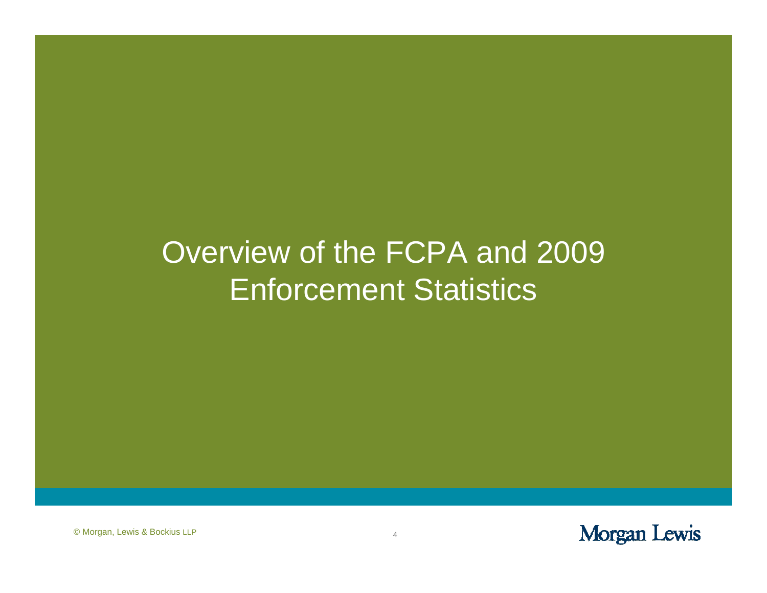# Overview of the FCPA and 2009 Enforcement Statistics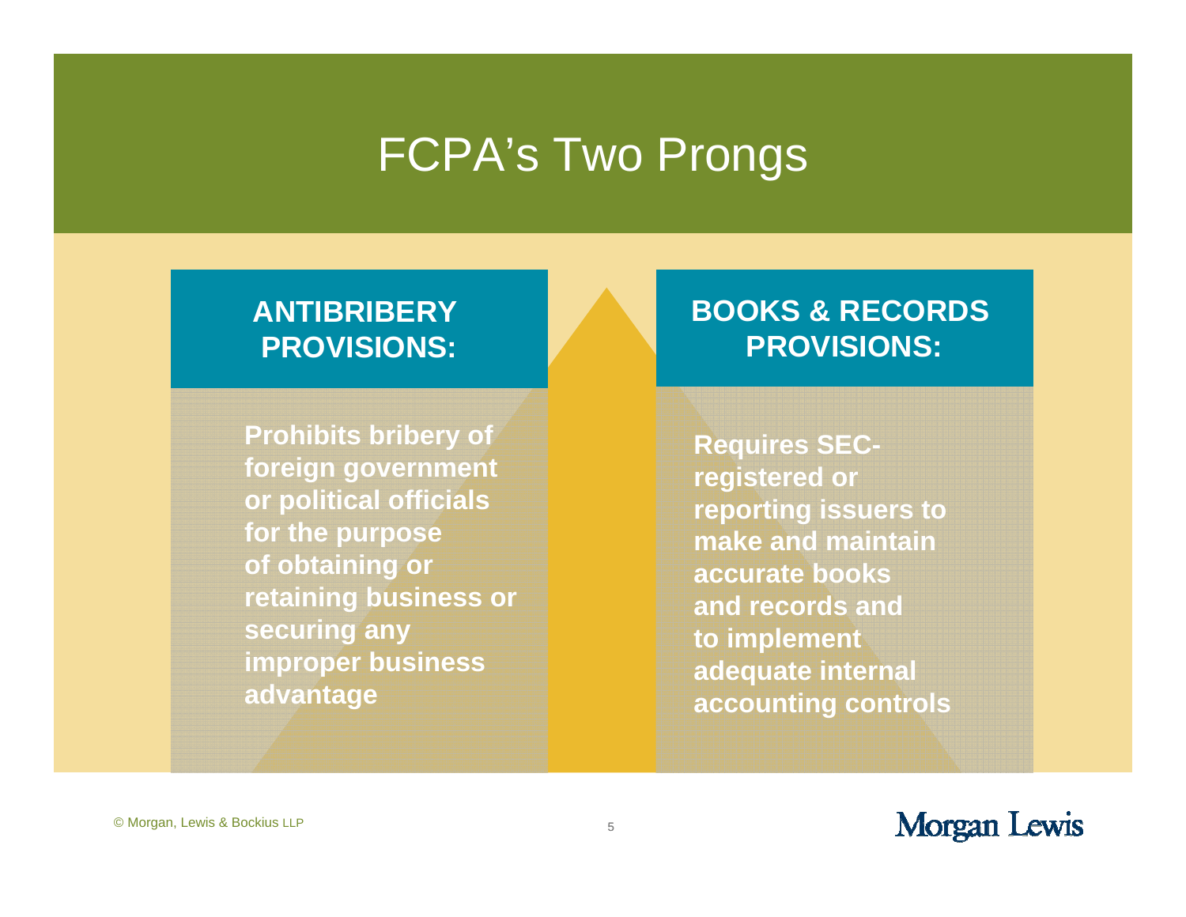# FCPA's Two Prongs

## ANTIBRIBERY PROVISIONS:

**Prohibits bribery of foreign government or political officials for the purpose of obtaining or retaining business or securing any improper business advantage**

## BOOKS & RECORDS PROVISIONS:

**Requires SEC-registered or reporting issuers to make and maintain accurate books and records and to implement adequate internal accounting controls**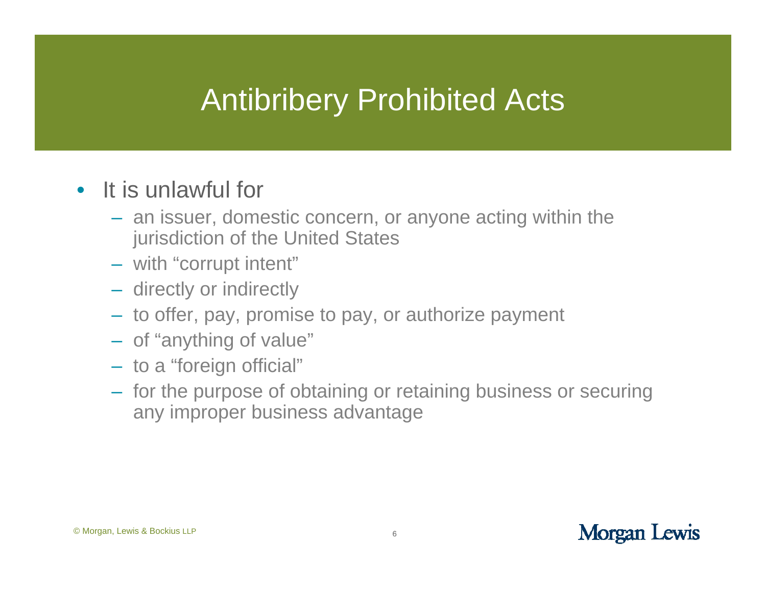# Antibribery Prohibited Acts

- It is unlawful for
  - an issuer, domestic concern, or anyone acting within the jurisdiction of the United States
  - with "corrupt intent"
  - directly or indirectly
  - to offer, pay, promise to pay, or authorize payment
  - of "anything of value"
  - to a "foreign official"
  - for the purpose of obtaining or retaining business or securing any improper business advantage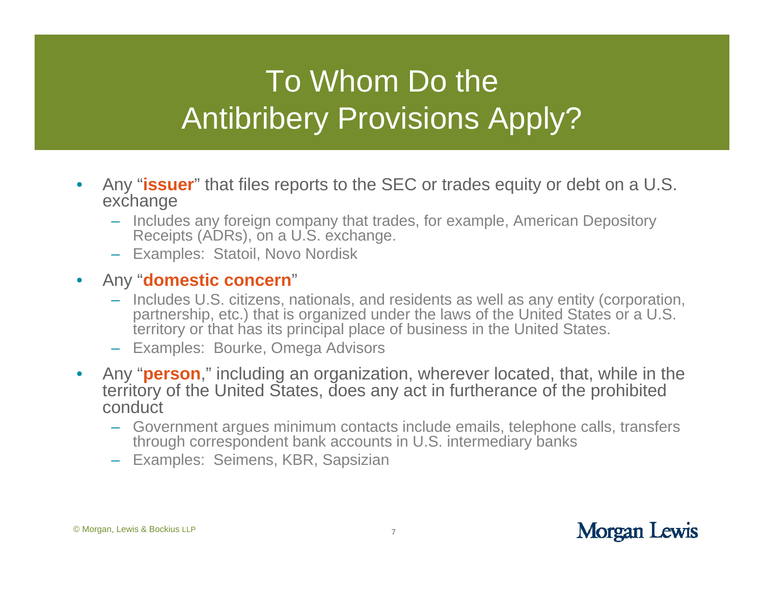# To Whom Do the Antibribery Provisions Apply?

- Any "**issuer**" that files reports to the SEC or trades equity or debt on a U.S. exchange
  - Includes any foreign company that trades, for example, American Depository Receipts (ADRs), on a U.S. exchange.
  - Examples: Statoil, Novo Nordisk
- Any "**domestic concern**"
  - Includes U.S. citizens, nationals, and residents as well as any entity (corporation, partnership, etc.) that is organized under the laws of the United States or a U.S. territory or that has its principal place of business in the United States.
  - Examples: Bourke, Omega Advisors
- Any "**person**," including an organization, wherever located, that, while in the territory of the United States, does any act in furtherance of the prohibited conduct
  - Government argues minimum contacts include emails, telephone calls, transfers through correspondent bank accounts in U.S. intermediary banks
  - Examples: Seimens, KBR, Sapsizian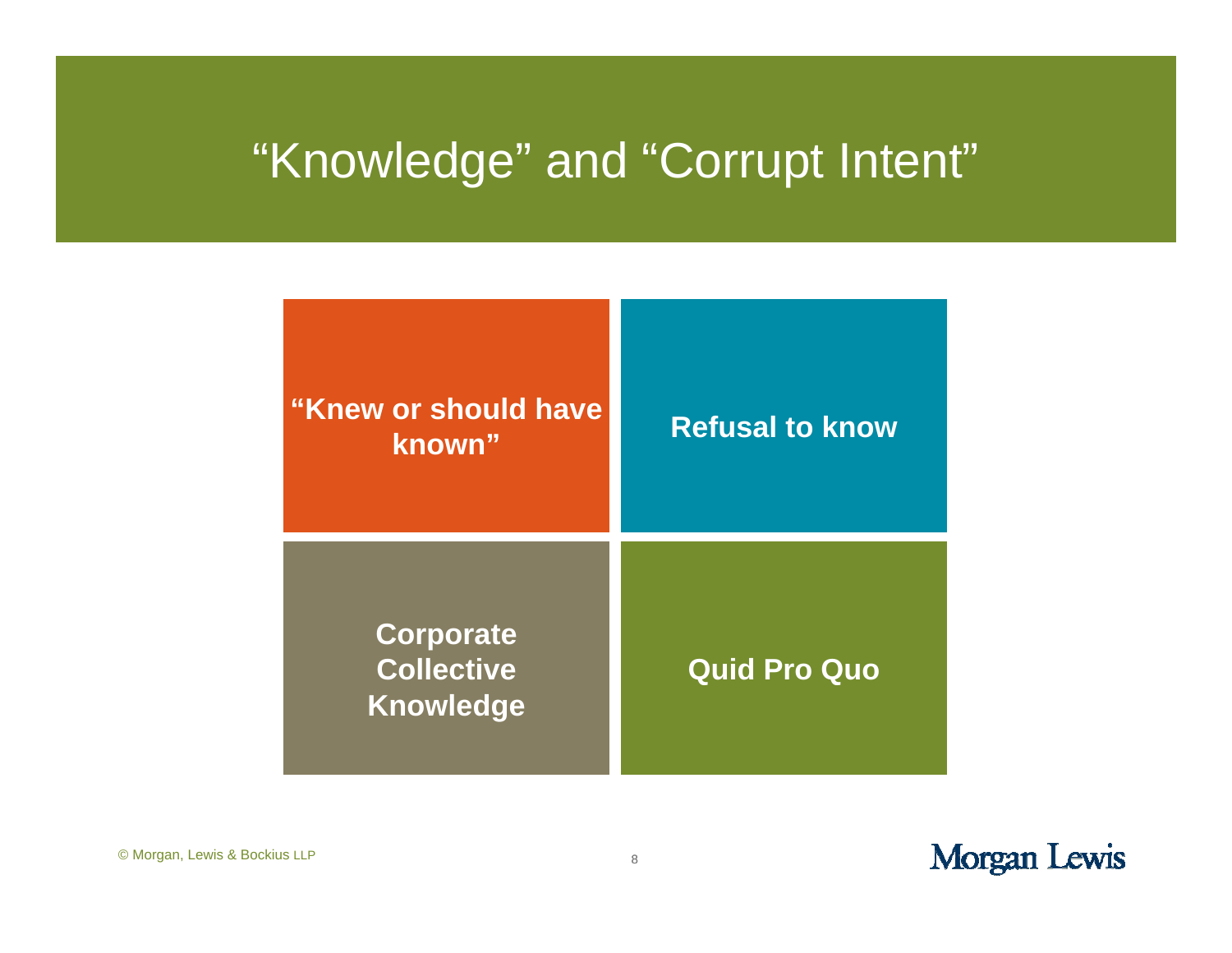# "Knowledge" and "Corrupt Intent"

**"Knew or should have known"**

**Refusal to know**

**Corporate Collective Knowledge**

**Quid Pro Quo**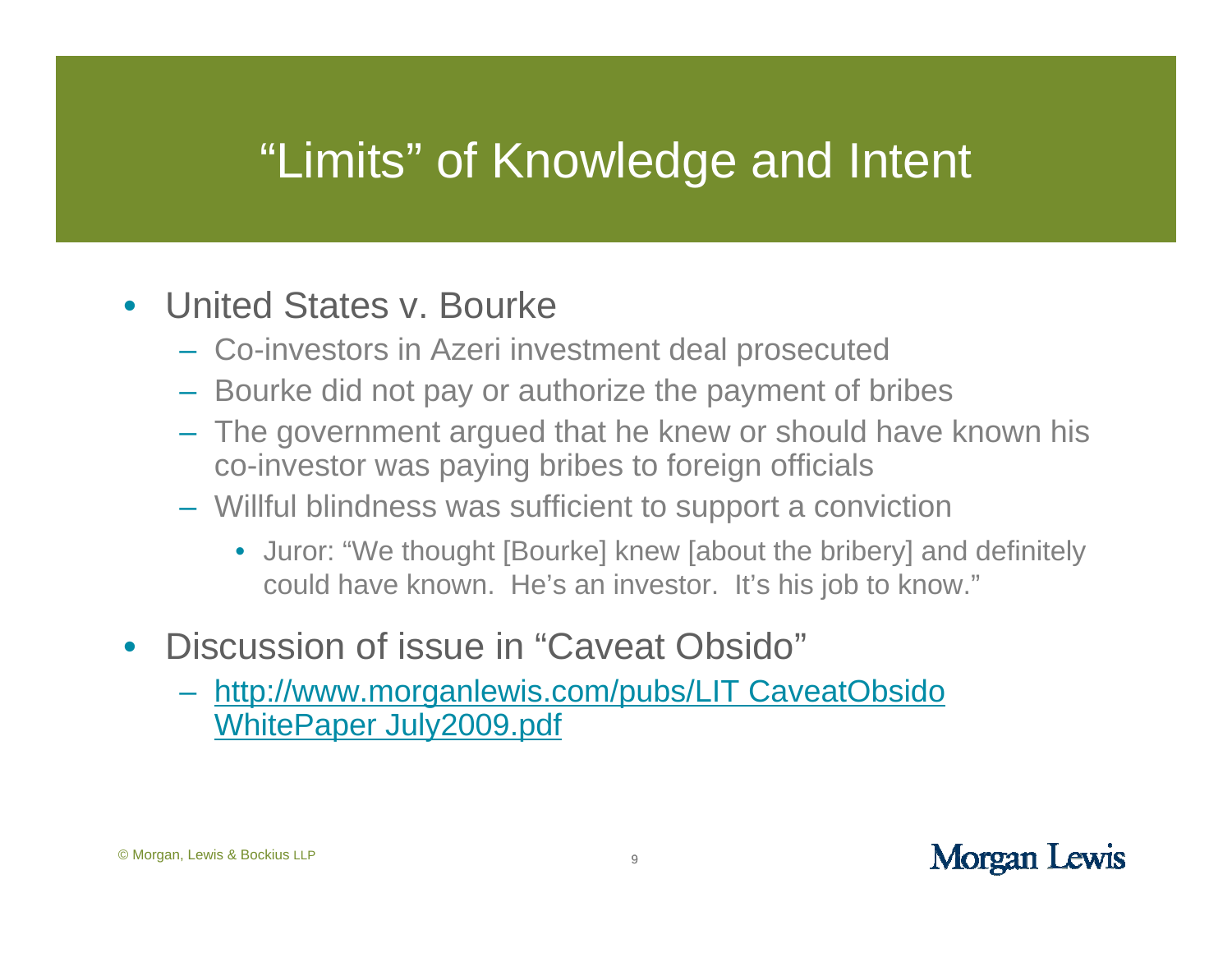# "Limits" of Knowledge and Intent

- United States v. Bourke
  - Co-investors in Azeri investment deal prosecuted
  - Bourke did not pay or authorize the payment of bribes
  - The government argued that he knew or should have known his co-investor was paying bribes to foreign officials
  - Willful blindness was sufficient to support a conviction
    - Juror: "We thought [Bourke] knew [about the bribery] and definitely could have known. He's an investor. It's his job to know."
- Discussion of issue in "Caveat Obsido"
  - http://www.morganlewis.com/pubs/LIT CaveatObsido WhitePaper July2009.pdf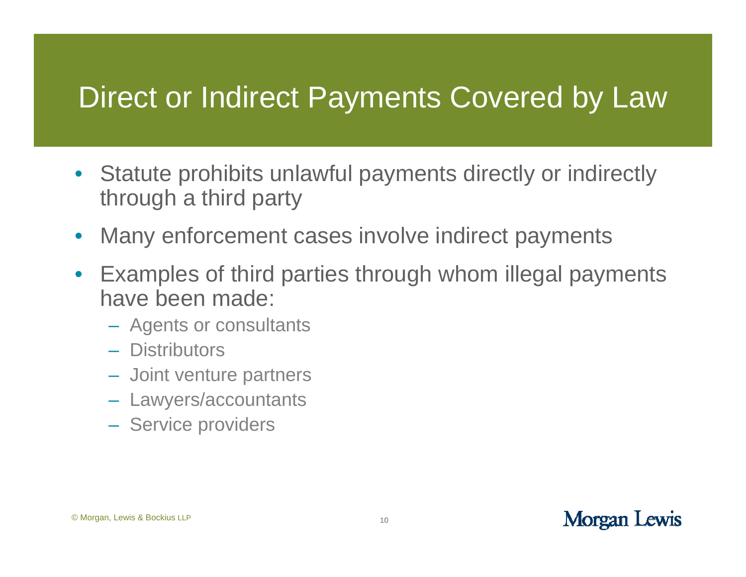# Direct or Indirect Payments Covered by Law

- Statute prohibits unlawful payments directly or indirectly through a third party
- Many enforcement cases involve indirect payments
- Examples of third parties through whom illegal payments have been made:
  - Agents or consultants
  - Distributors
  - Joint venture partners
  - Lawyers/accountants
  - Service providers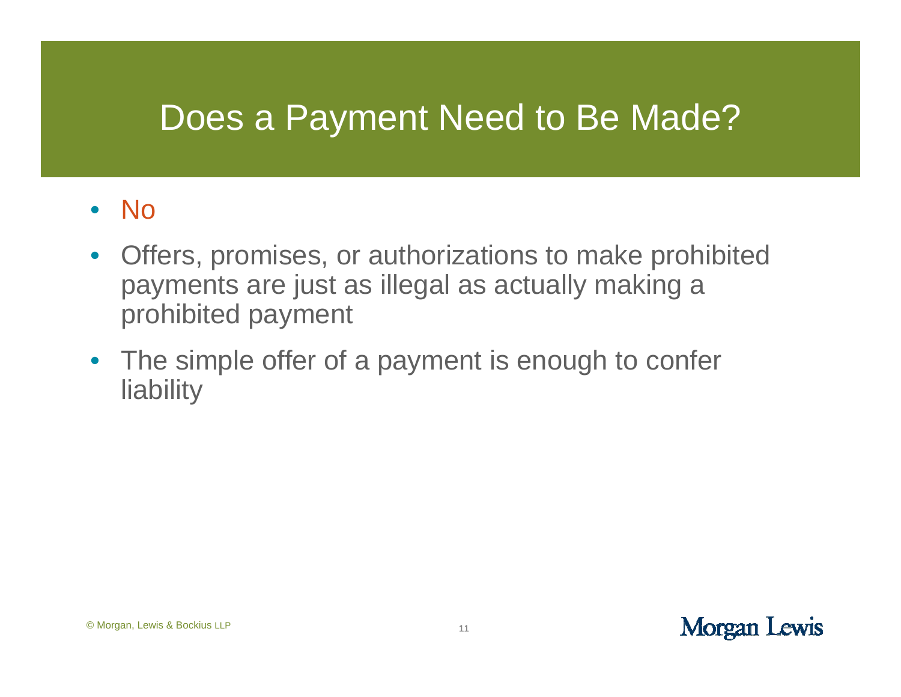# Does a Payment Need to Be Made?

- No
- Offers, promises, or authorizations to make prohibited payments are just as illegal as actually making a prohibited payment
- The simple offer of a payment is enough to confer liability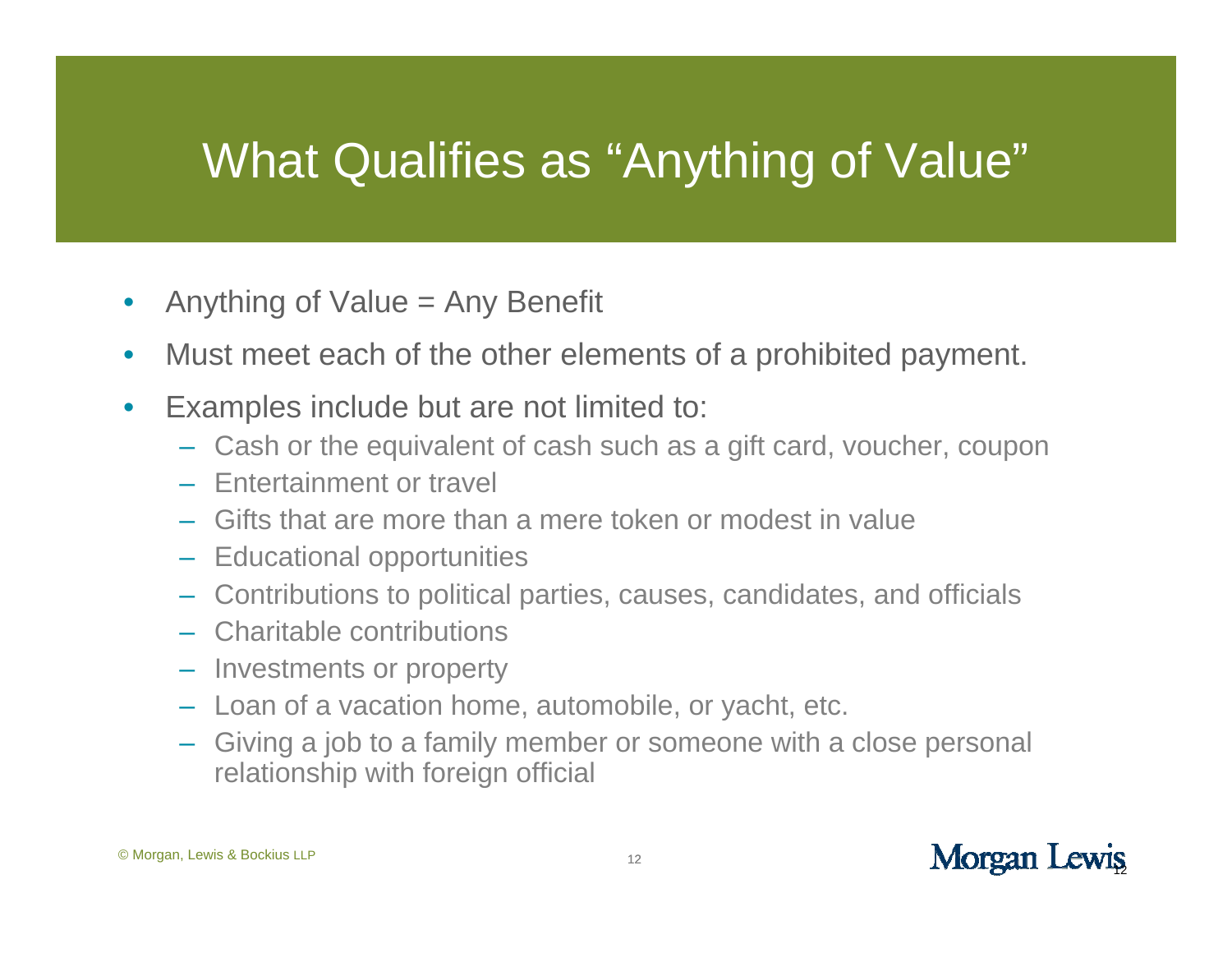# What Qualifies as "Anything of Value"

- Anything of Value = Any Benefit
- Must meet each of the other elements of a prohibited payment.
- Examples include but are not limited to:
  - Cash or the equivalent of cash such as a gift card, voucher, coupon
  - Entertainment or travel
  - Gifts that are more than a mere token or modest in value
  - Educational opportunities
  - Contributions to political parties, causes, candidates, and officials
  - Charitable contributions
  - Investments or property
  - Loan of a vacation home, automobile, or yacht, etc.
  - Giving a job to a family member or someone with a close personal relationship with foreign official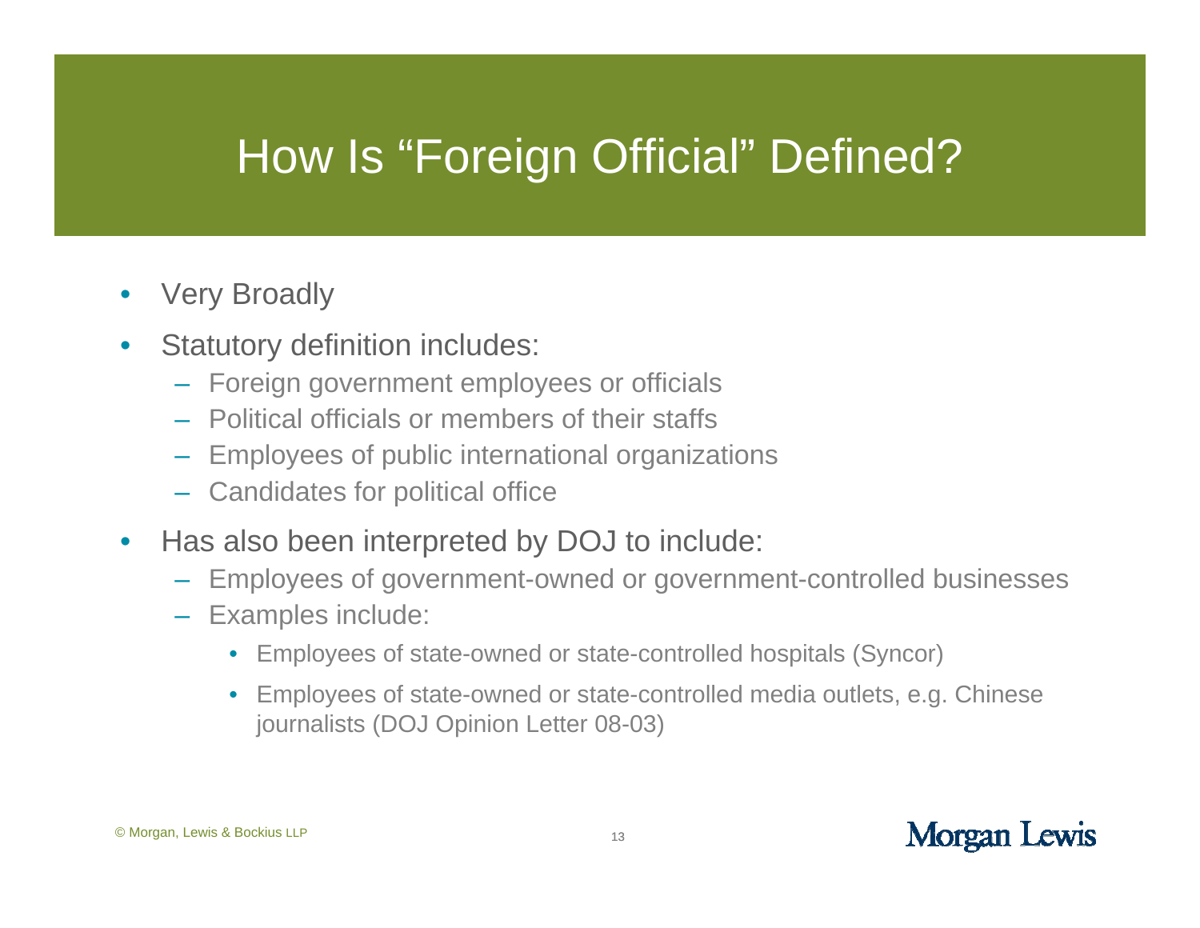# How Is "Foreign Official" Defined?

- Very Broadly
- Statutory definition includes:
  - Foreign government employees or officials
  - Political officials or members of their staffs
  - Employees of public international organizations
  - Candidates for political office
- Has also been interpreted by DOJ to include:
  - Employees of government-owned or government-controlled businesses
  - Examples include:
    - Employees of state-owned or state-controlled hospitals (Syncor)
    - Employees of state-owned or state-controlled media outlets, e.g. Chinese journalists (DOJ Opinion Letter 08-03)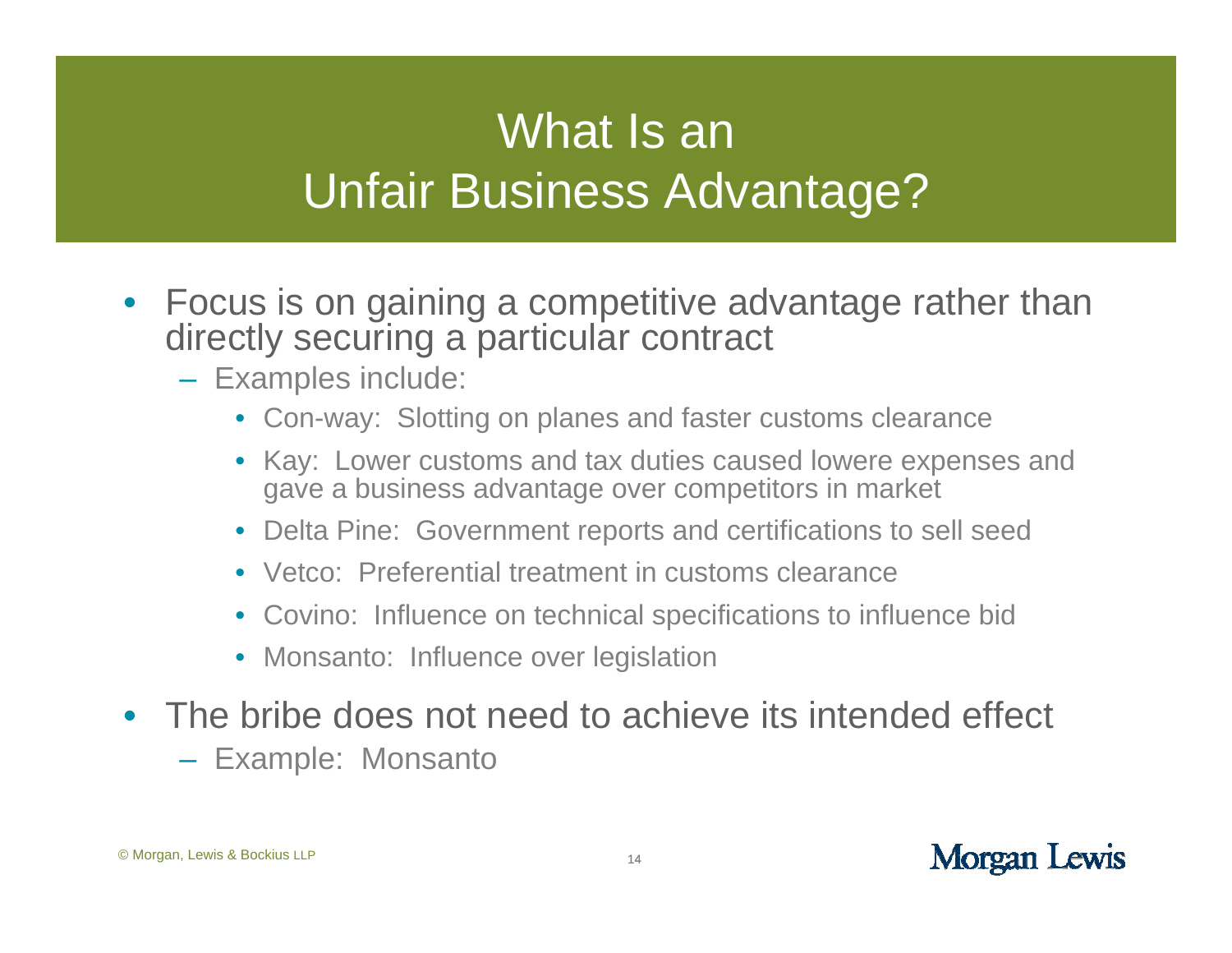# What Is an Unfair Business Advantage?

- Focus is on gaining a competitive advantage rather than directly securing a particular contract
  - Examples include:
    - Con-way: Slotting on planes and faster customs clearance
    - Kay: Lower customs and tax duties caused lowere expenses and gave a business advantage over competitors in market
    - Delta Pine: Government reports and certifications to sell seed
    - Vetco: Preferential treatment in customs clearance
    - Covino: Influence on technical specifications to influence bid
    - Monsanto: Influence over legislation
- The bribe does not need to achieve its intended effect
  - Example: Monsanto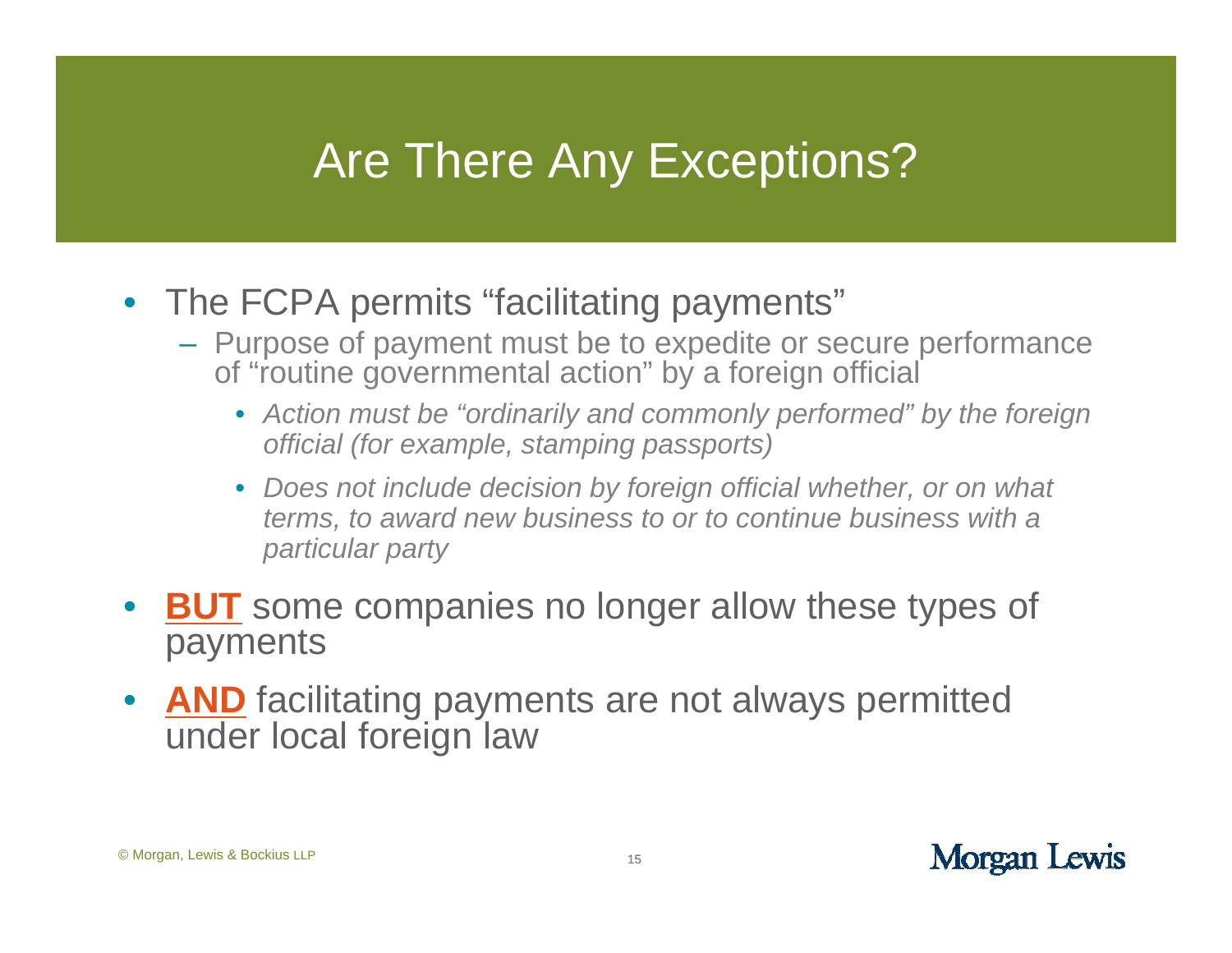# Are There Any Exceptions?

- The FCPA permits "facilitating payments"
  - Purpose of payment must be to expedite or secure performance of "routine governmental action" by a foreign official
    - *Action must be "ordinarily and commonly performed" by the foreign official (for example, stamping passports)*
    - *Does not include decision by foreign official whether, or on what terms, to award new business to or to continue business with a particular party*
- **BUT** some companies no longer allow these types of payments
- **AND** facilitating payments are not always permitted under local foreign law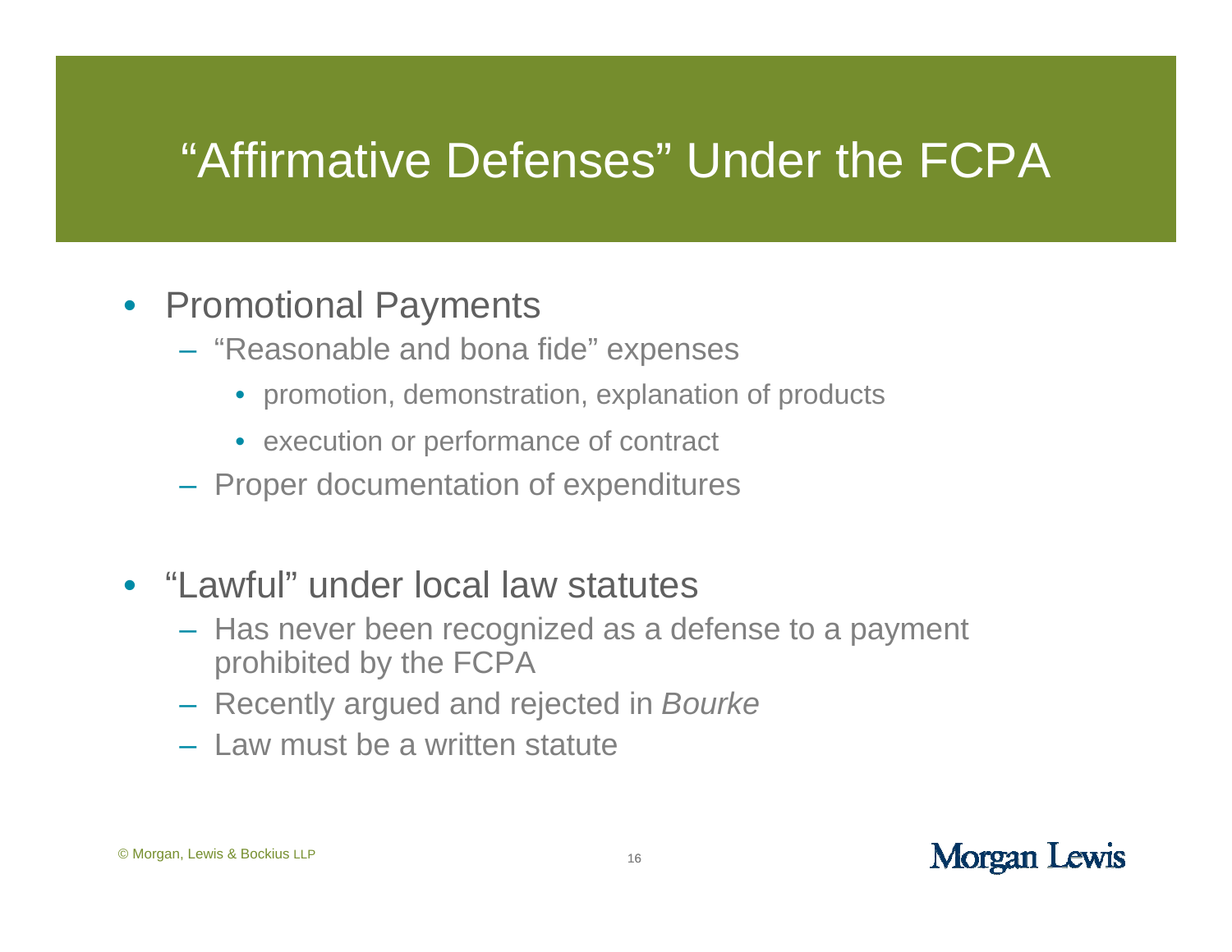# "Affirmative Defenses" Under the FCPA

- Promotional Payments
  - "Reasonable and bona fide" expenses
    - promotion, demonstration, explanation of products
    - execution or performance of contract
  - Proper documentation of expenditures

- "Lawful" under local law statutes
  - Has never been recognized as a defense to a payment prohibited by the FCPA
  - Recently argued and rejected in *Bourke*
  - Law must be a written statute

© Morgan, Lewis & Bockius LLP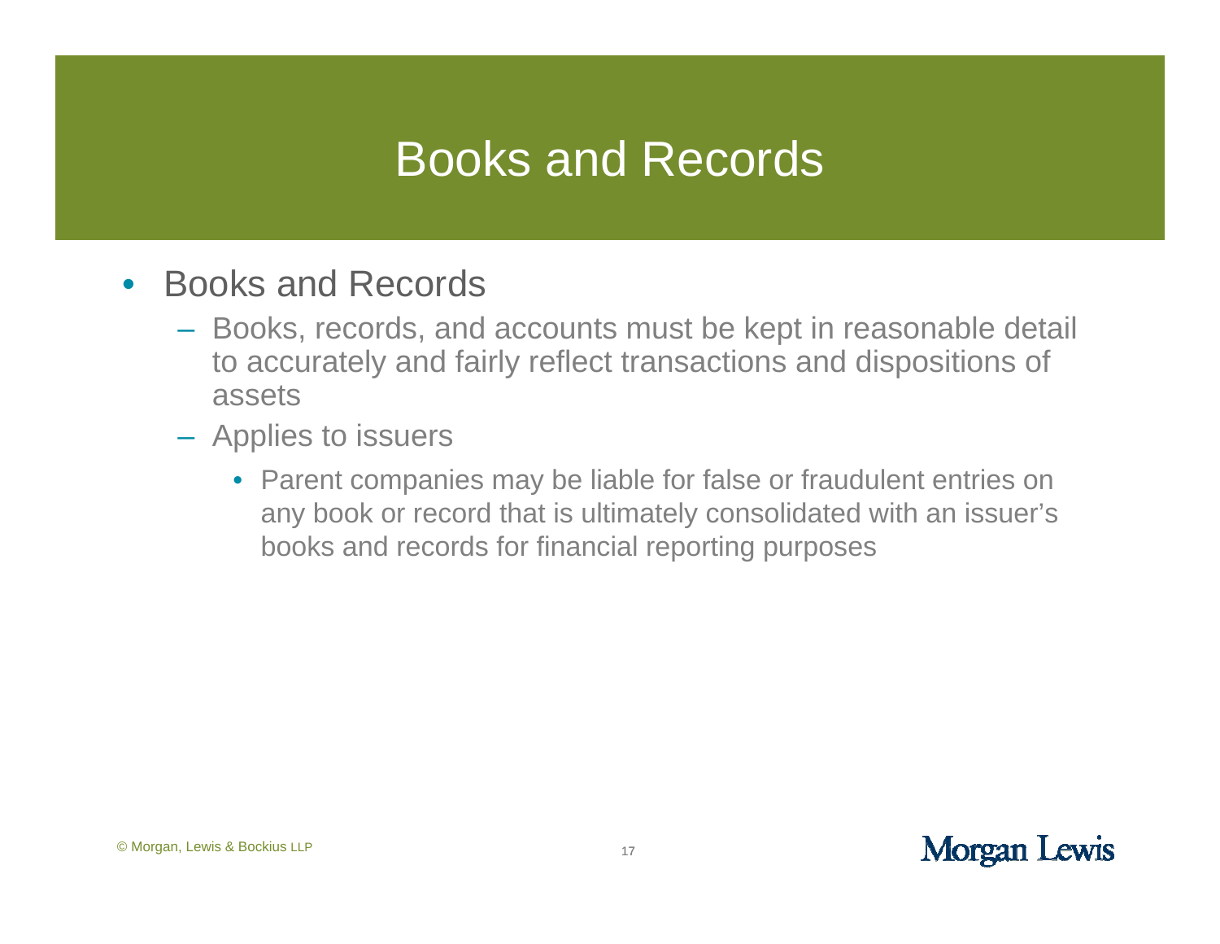# Books and Records

- Books and Records
  - Books, records, and accounts must be kept in reasonable detail to accurately and fairly reflect transactions and dispositions of assets
  - Applies to issuers
    - Parent companies may be liable for false or fraudulent entries on any book or record that is ultimately consolidated with an issuer's books and records for financial reporting purposes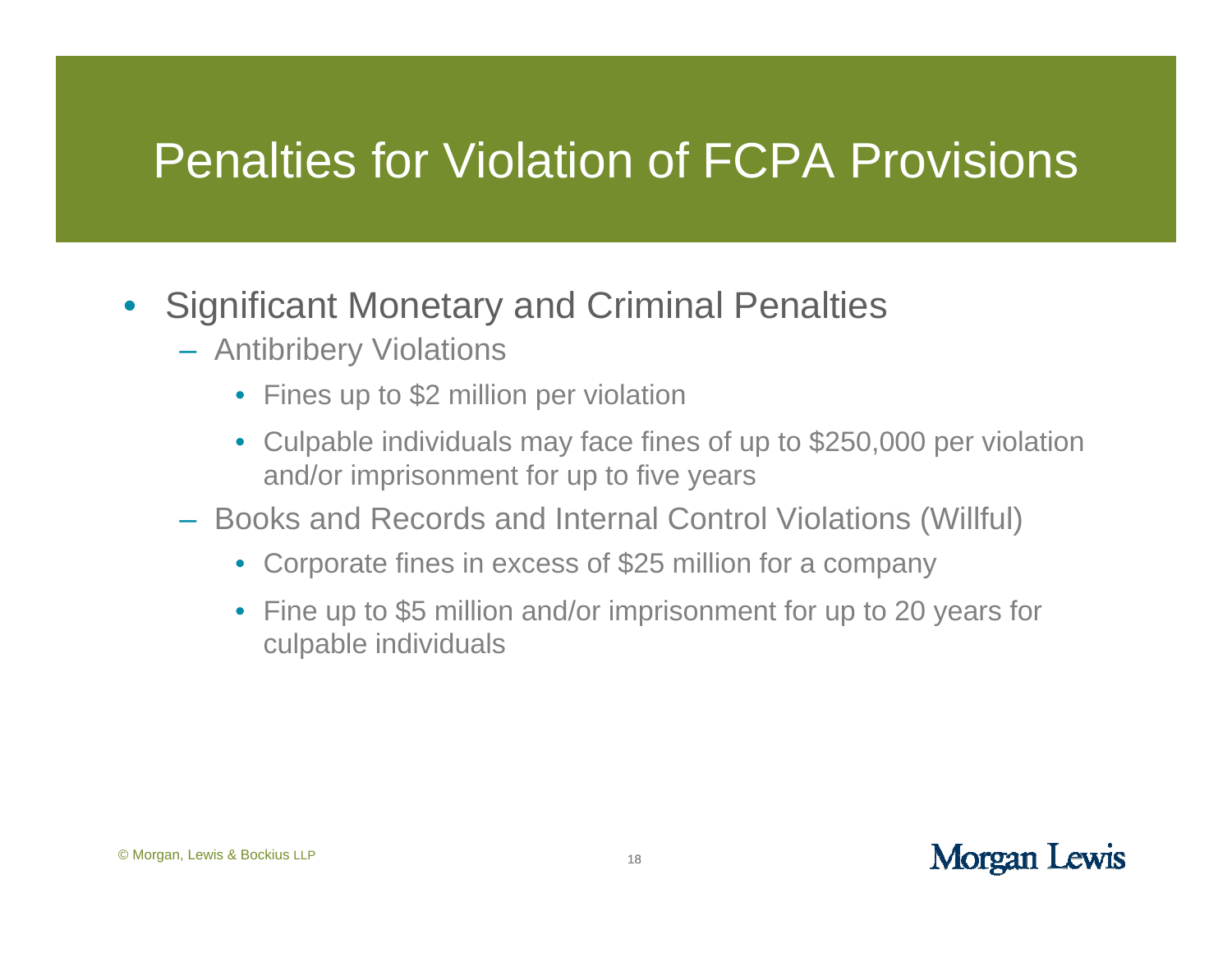# Penalties for Violation of FCPA Provisions

- Significant Monetary and Criminal Penalties
  - Antibribery Violations
    - Fines up to $2 million per violation
    - Culpable individuals may face fines of up to $250,000 per violation and/or imprisonment for up to five years
  - Books and Records and Internal Control Violations (Willful)
    - Corporate fines in excess of $25 million for a company
    - Fine up to $5 million and/or imprisonment for up to 20 years for culpable individuals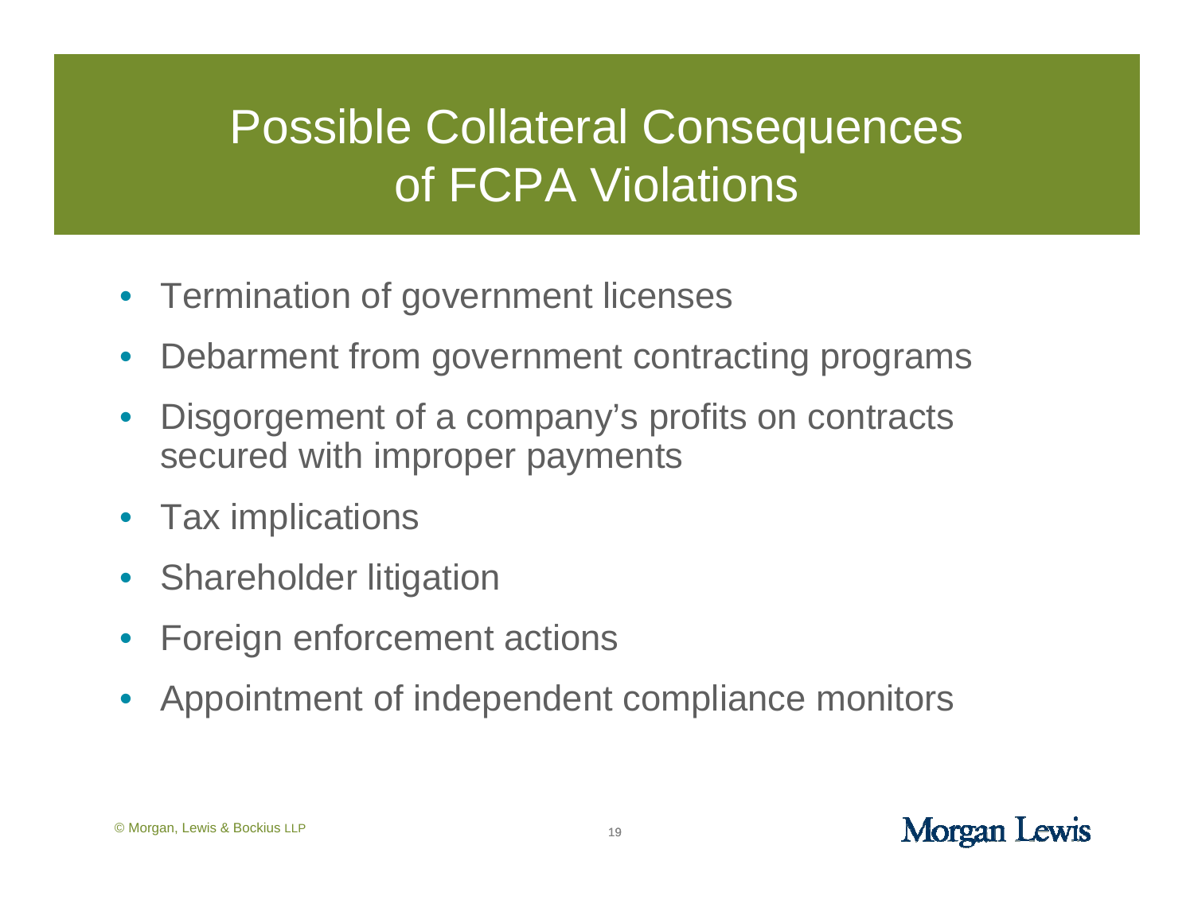# Possible Collateral Consequences of FCPA Violations

- Termination of government licenses
- Debarment from government contracting programs
- Disgorgement of a company's profits on contracts secured with improper payments
- Tax implications
- Shareholder litigation
- Foreign enforcement actions
- Appointment of independent compliance monitors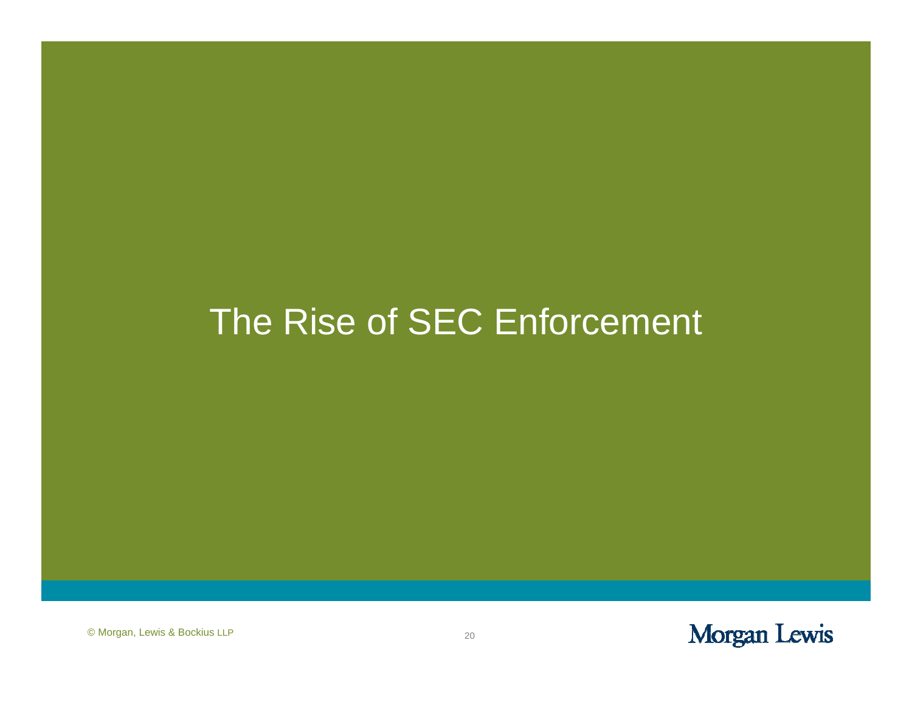# The Rise of SEC Enforcement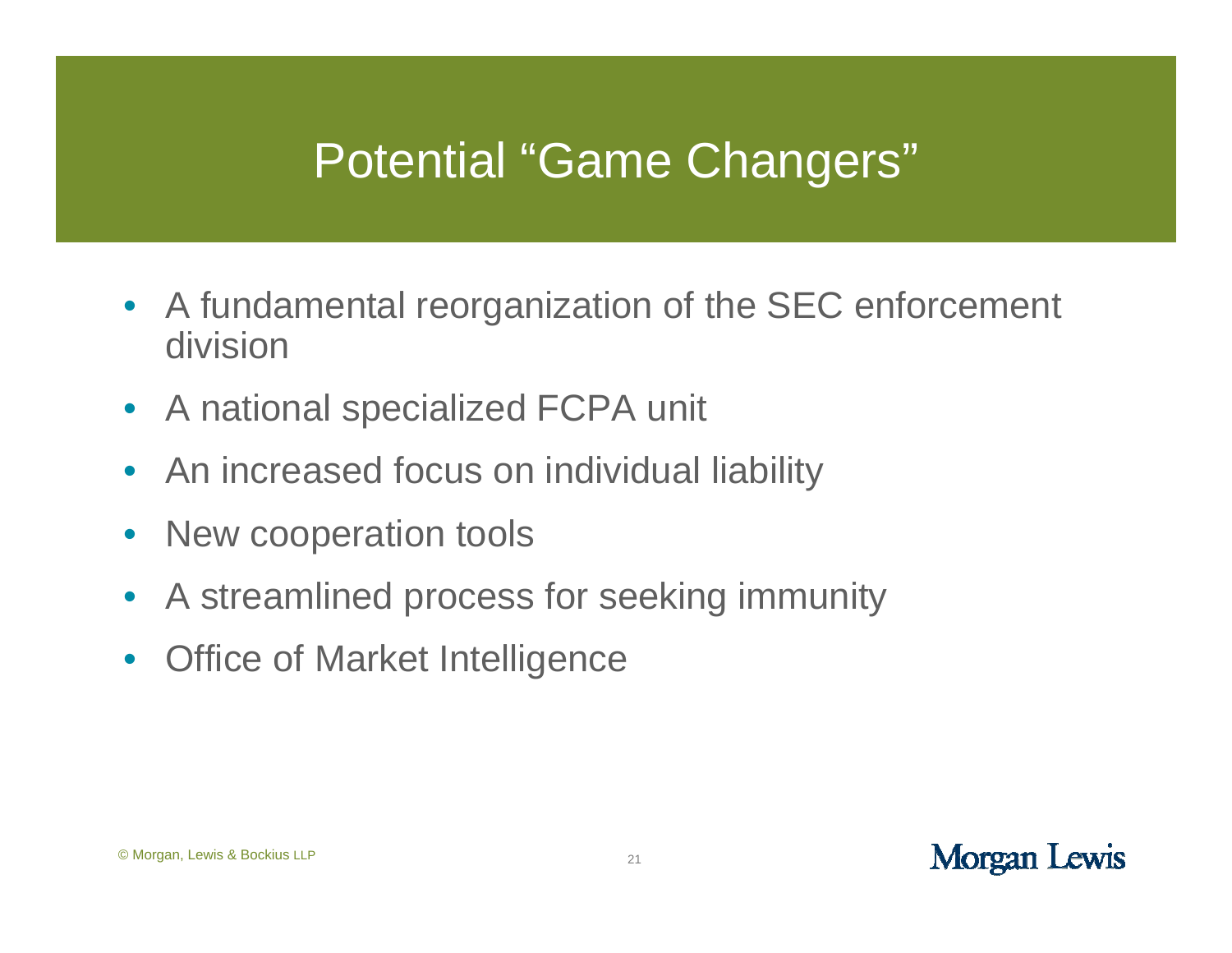# Potential "Game Changers"

- A fundamental reorganization of the SEC enforcement division
- A national specialized FCPA unit
- An increased focus on individual liability
- New cooperation tools
- A streamlined process for seeking immunity
- Office of Market Intelligence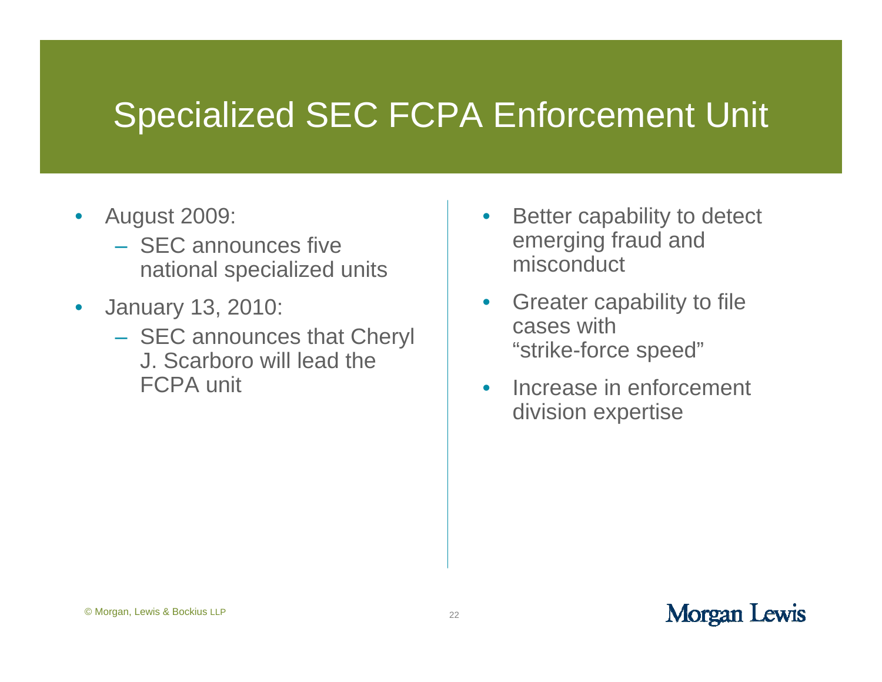# Specialized SEC FCPA Enforcement Unit

- August 2009:
  - SEC announces five national specialized units
- January 13, 2010:
  - SEC announces that Cheryl J. Scarboro will lead the FCPA unit

- Better capability to detect emerging fraud and misconduct
- Greater capability to file cases with "strike-force speed"
- Increase in enforcement division expertise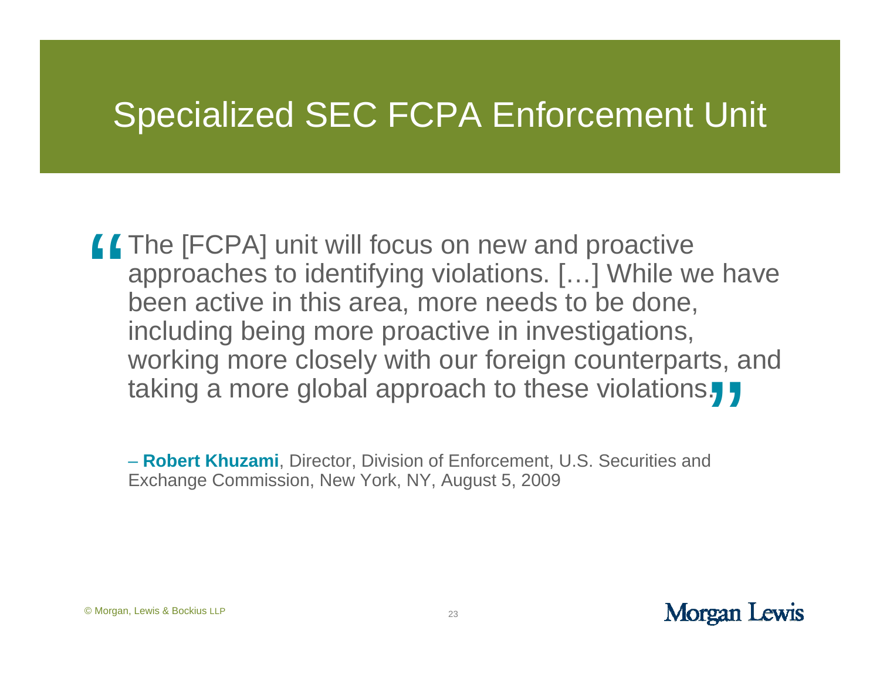# Specialized SEC FCPA Enforcement Unit

> "The [FCPA] unit will focus on new and proactive approaches to identifying violations. […] While we have been active in this area, more needs to be done, including being more proactive in investigations, working more closely with our foreign counterparts, and taking a more global approach to these violations."

– **Robert Khuzami**, Director, Division of Enforcement, U.S. Securities and Exchange Commission, New York, NY, August 5, 2009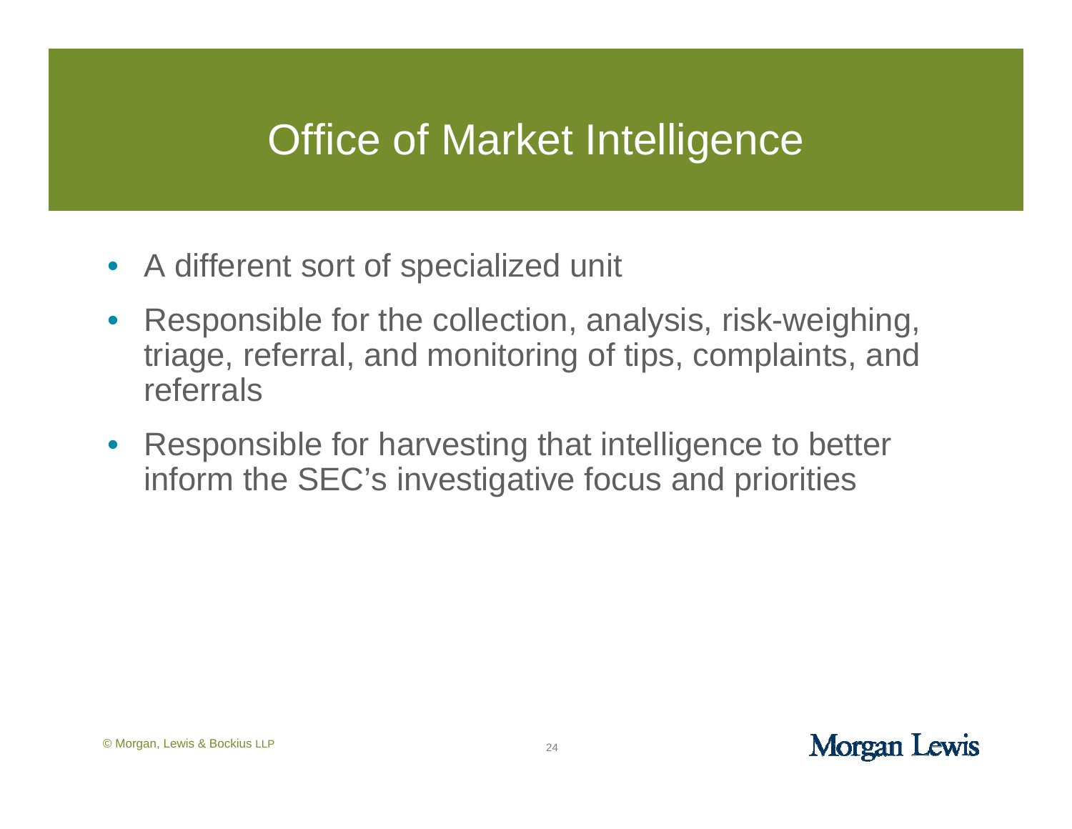# Office of Market Intelligence

- A different sort of specialized unit
- Responsible for the collection, analysis, risk-weighing, triage, referral, and monitoring of tips, complaints, and referrals
- Responsible for harvesting that intelligence to better inform the SEC's investigative focus and priorities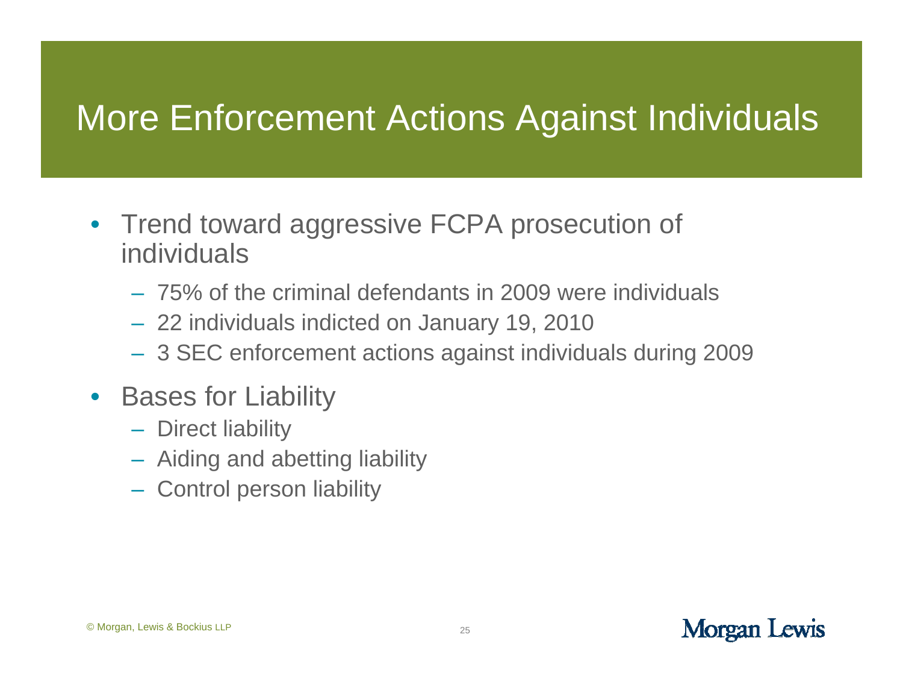# More Enforcement Actions Against Individuals

- Trend toward aggressive FCPA prosecution of individuals
  - 75% of the criminal defendants in 2009 were individuals
  - 22 individuals indicted on January 19, 2010
  - 3 SEC enforcement actions against individuals during 2009
- Bases for Liability
  - Direct liability
  - Aiding and abetting liability
  - Control person liability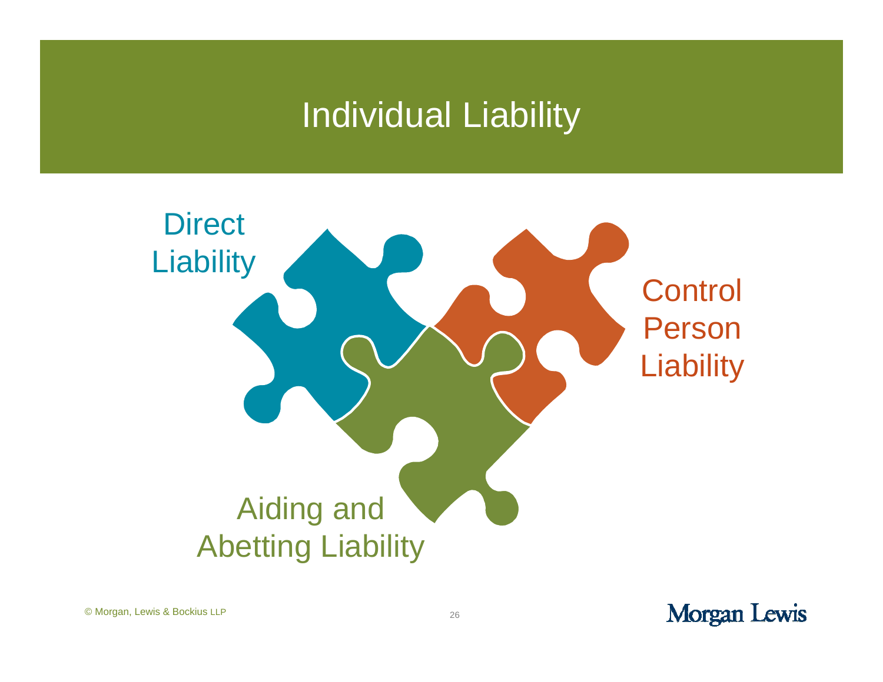# Individual Liability

Direct Liability

Control Person Liability

Aiding and Abetting Liability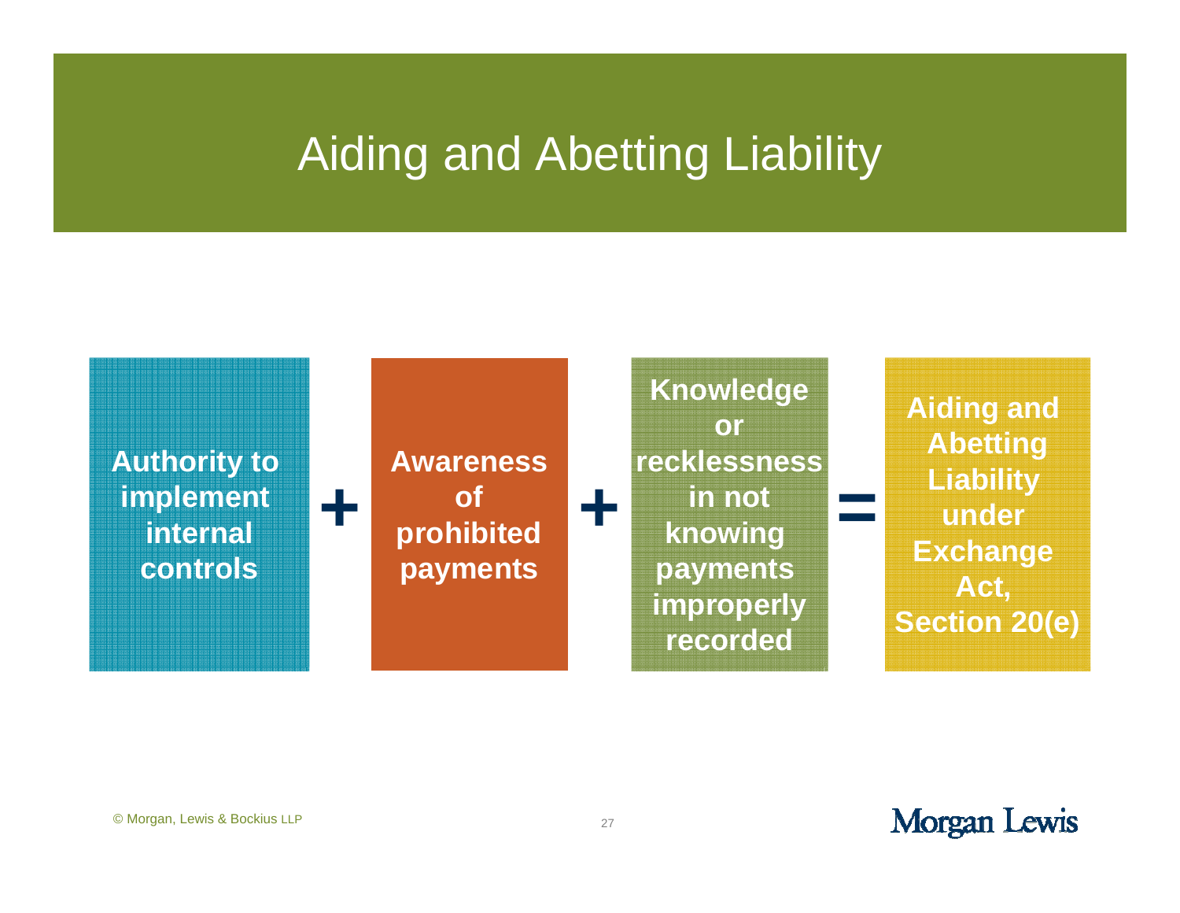# Aiding and Abetting Liability

**Authority to implement internal controls** + **Awareness of prohibited payments** + **Knowledge or recklessness in not knowing payments improperly recorded** = **Aiding and Abetting Liability under Exchange Act, Section 20(e)**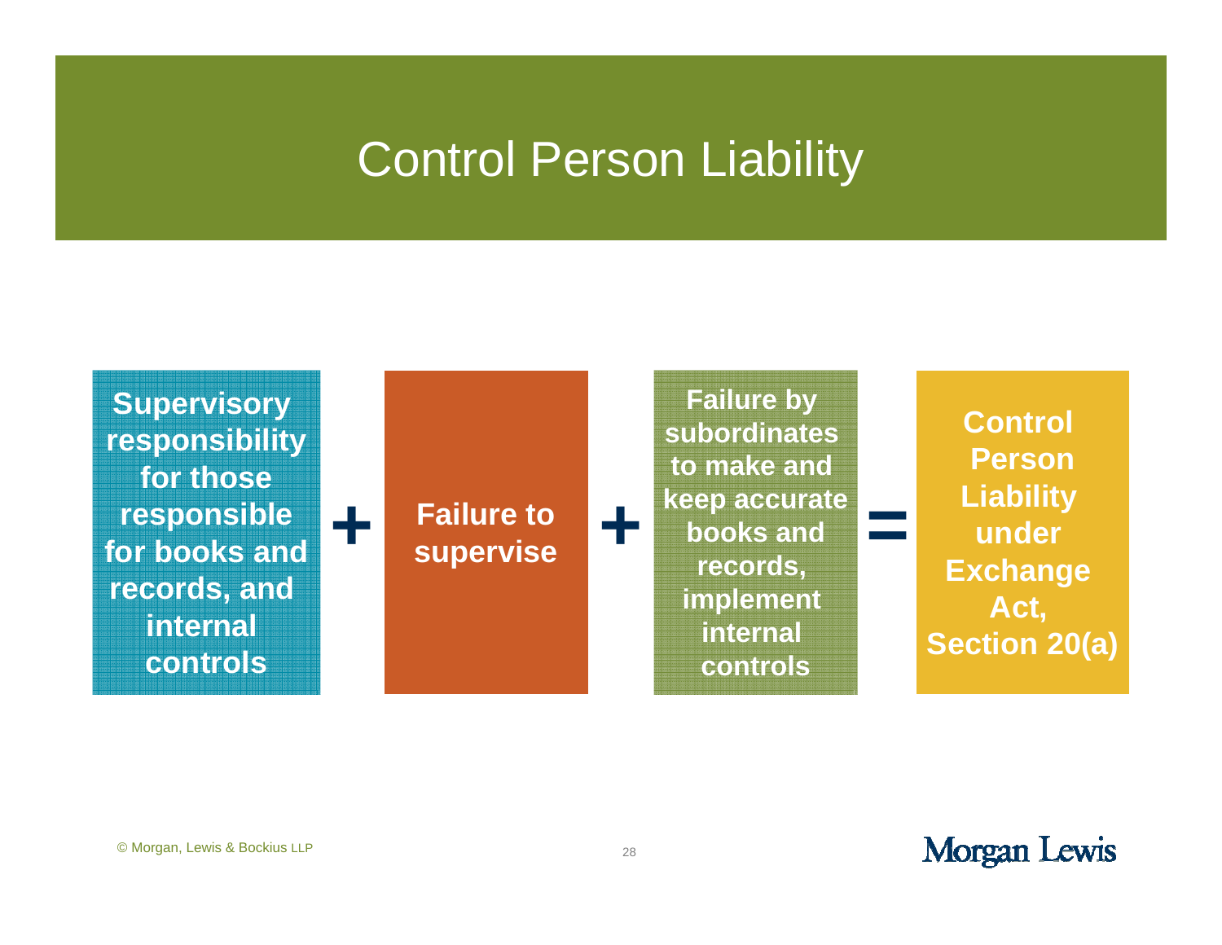# Control Person Liability

**Supervisory responsibility for those responsible for books and records, and internal controls** + **Failure to supervise** + **Failure by subordinates to make and keep accurate books and records, implement internal controls** = **Control Person Liability under Exchange Act, Section 20(a)**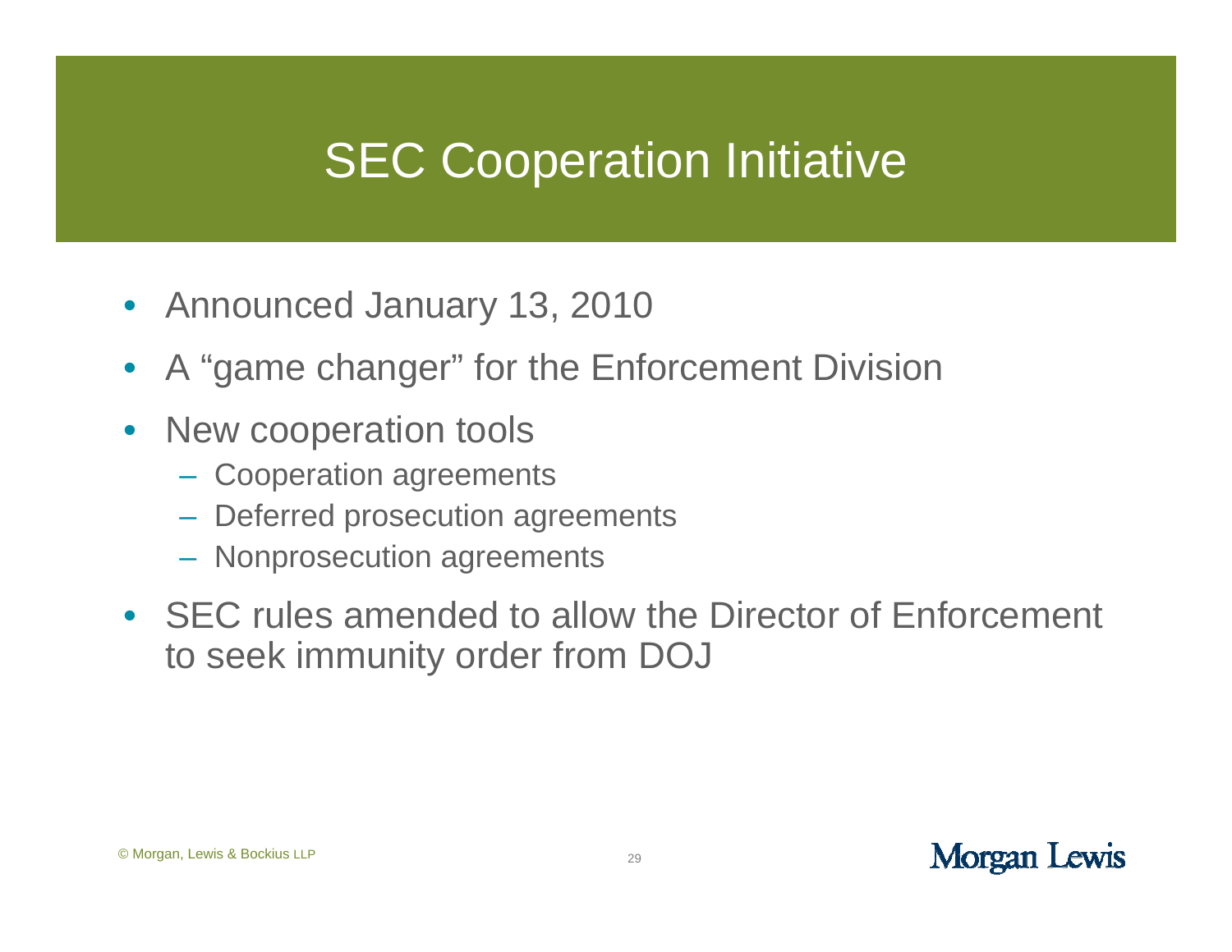# SEC Cooperation Initiative

- Announced January 13, 2010
- A “game changer” for the Enforcement Division
- New cooperation tools
  - Cooperation agreements
  - Deferred prosecution agreements
  - Nonprosecution agreements
- SEC rules amended to allow the Director of Enforcement to seek immunity order from DOJ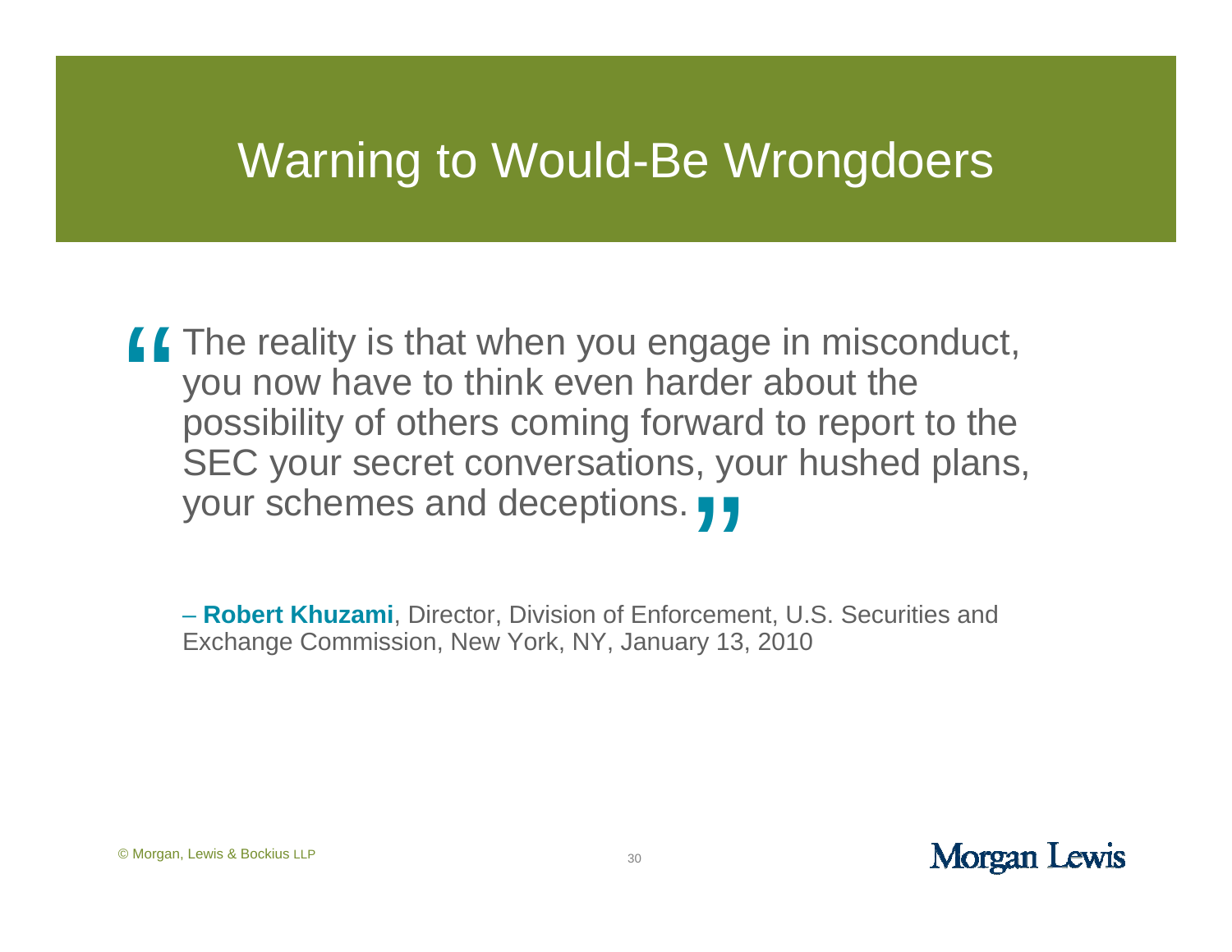# Warning to Would-Be Wrongdoers

> "The reality is that when you engage in misconduct, you now have to think even harder about the possibility of others coming forward to report to the SEC your secret conversations, your hushed plans, your schemes and deceptions."

– **Robert Khuzami**, Director, Division of Enforcement, U.S. Securities and Exchange Commission, New York, NY, January 13, 2010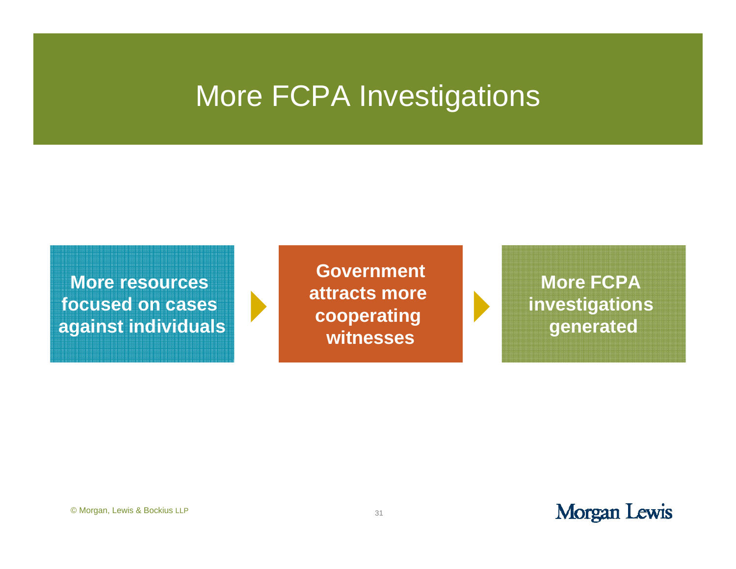# More FCPA Investigations

**More resources focused on cases against individuals** → **Government attracts more cooperating witnesses** → **More FCPA investigations generated**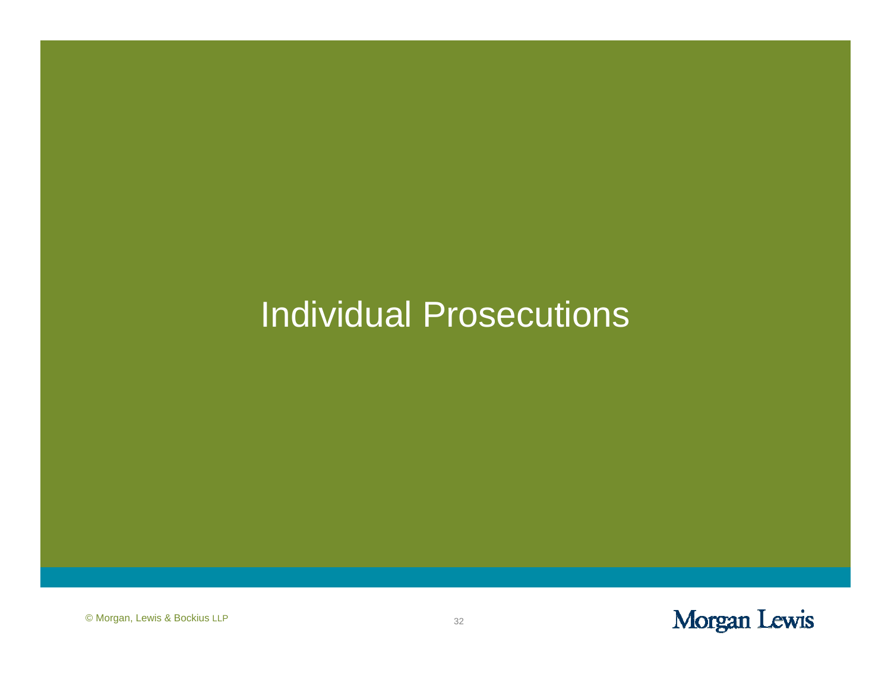# Individual Prosecutions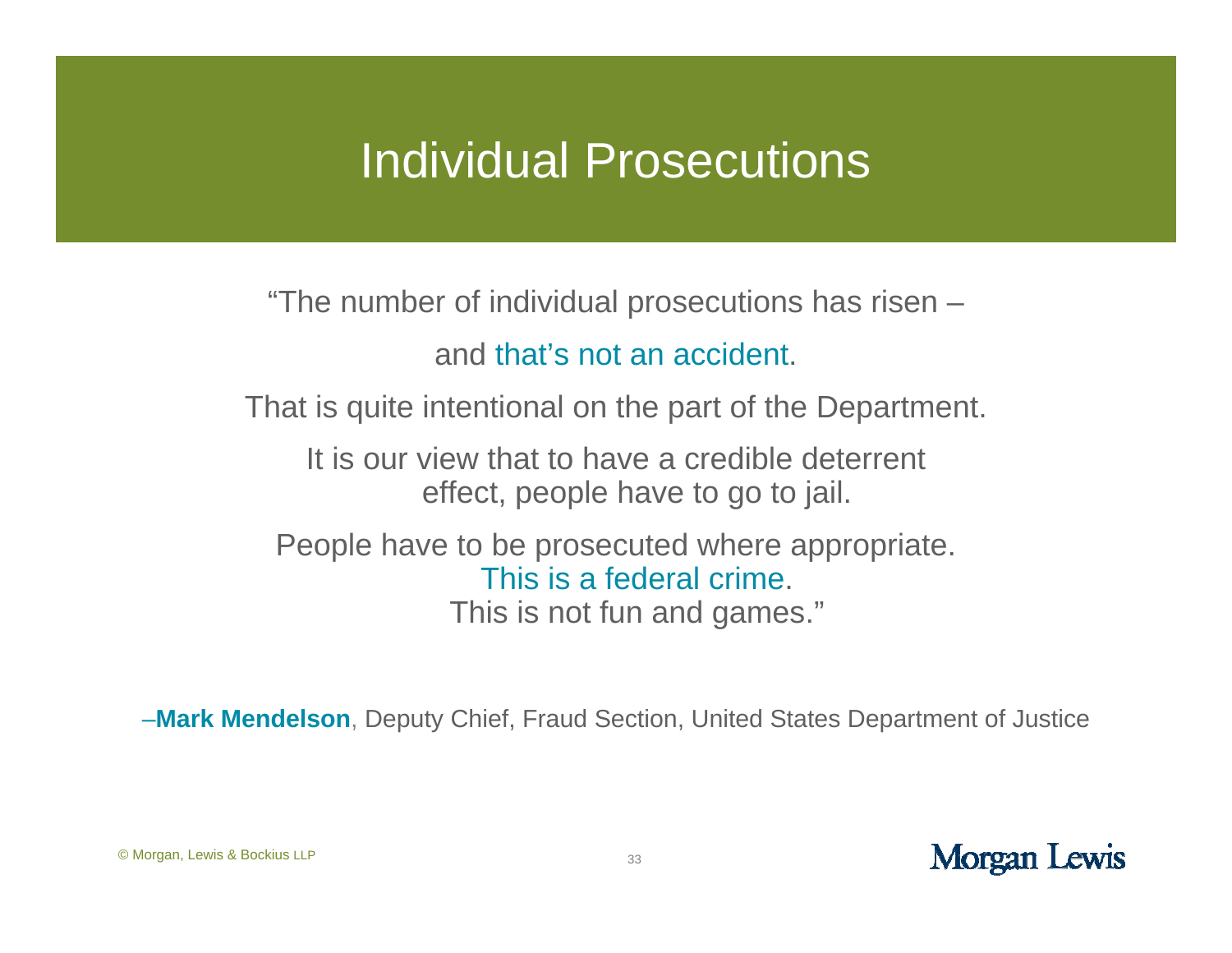# Individual Prosecutions

"The number of individual prosecutions has risen –

and that's not an accident.

That is quite intentional on the part of the Department.

It is our view that to have a credible deterrent effect, people have to go to jail.

People have to be prosecuted where appropriate. This is a federal crime. This is not fun and games."

–**Mark Mendelson**, Deputy Chief, Fraud Section, United States Department of Justice

© Morgan, Lewis & Bockius LLP

Morgan Lewis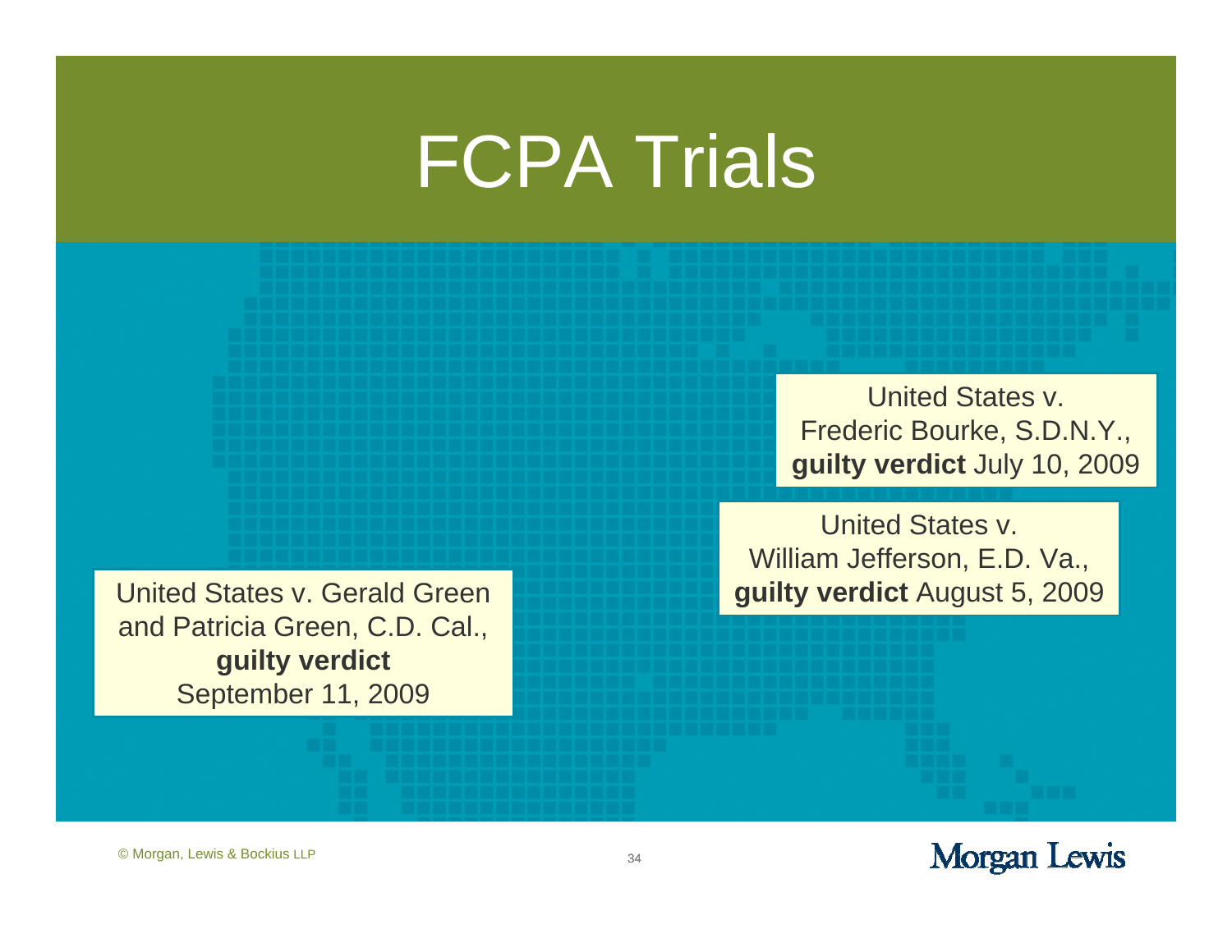# FCPA Trials

United States v. Frederic Bourke, S.D.N.Y., **guilty verdict** July 10, 2009

United States v. William Jefferson, E.D. Va., **guilty verdict** August 5, 2009

United States v. Gerald Green and Patricia Green, C.D. Cal., **guilty verdict** September 11, 2009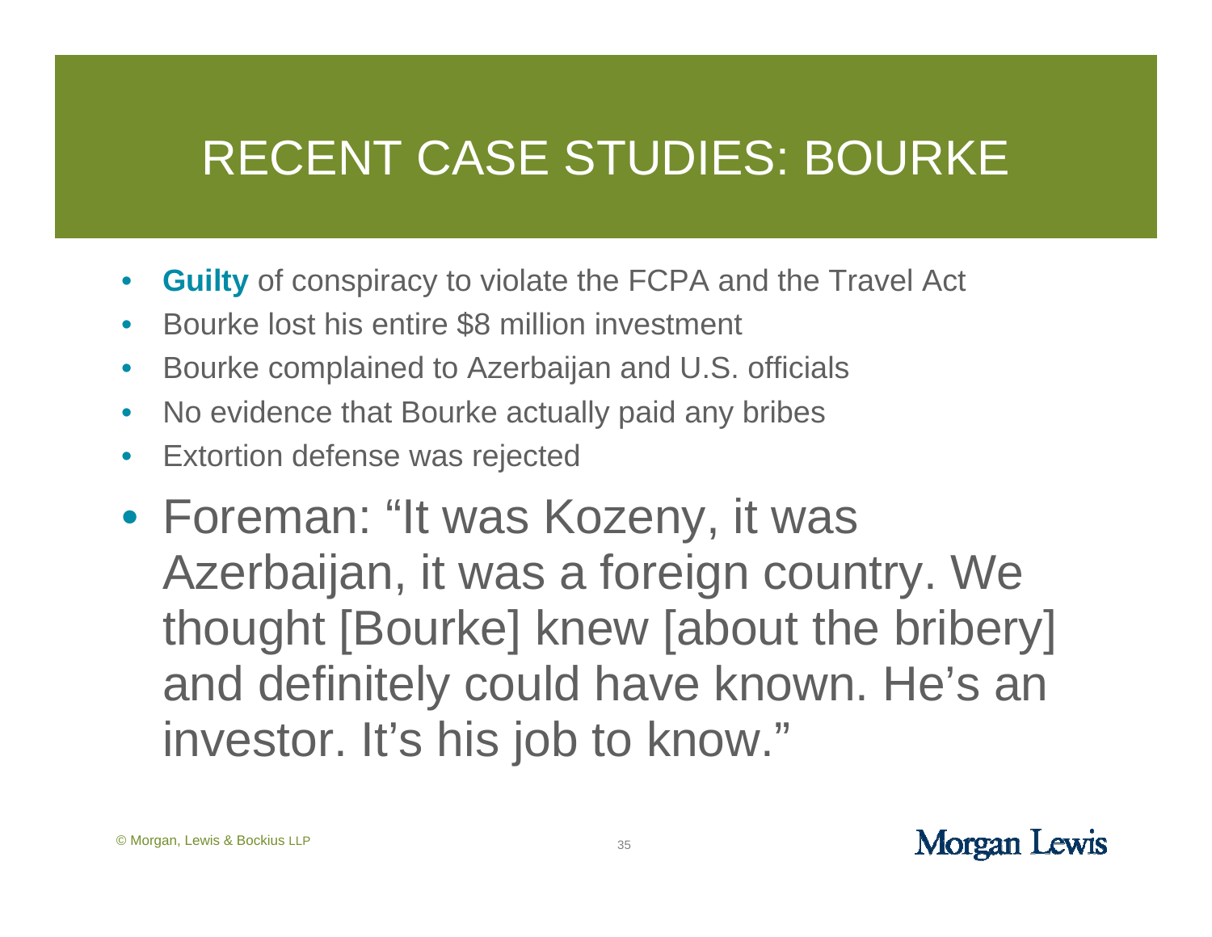# RECENT CASE STUDIES: BOURKE

- **Guilty** of conspiracy to violate the FCPA and the Travel Act
- Bourke lost his entire $8 million investment
- Bourke complained to Azerbaijan and U.S. officials
- No evidence that Bourke actually paid any bribes
- Extortion defense was rejected
- Foreman: “It was Kozeny, it was Azerbaijan, it was a foreign country. We thought [Bourke] knew [about the bribery] and definitely could have known. He’s an investor. It’s his job to know.”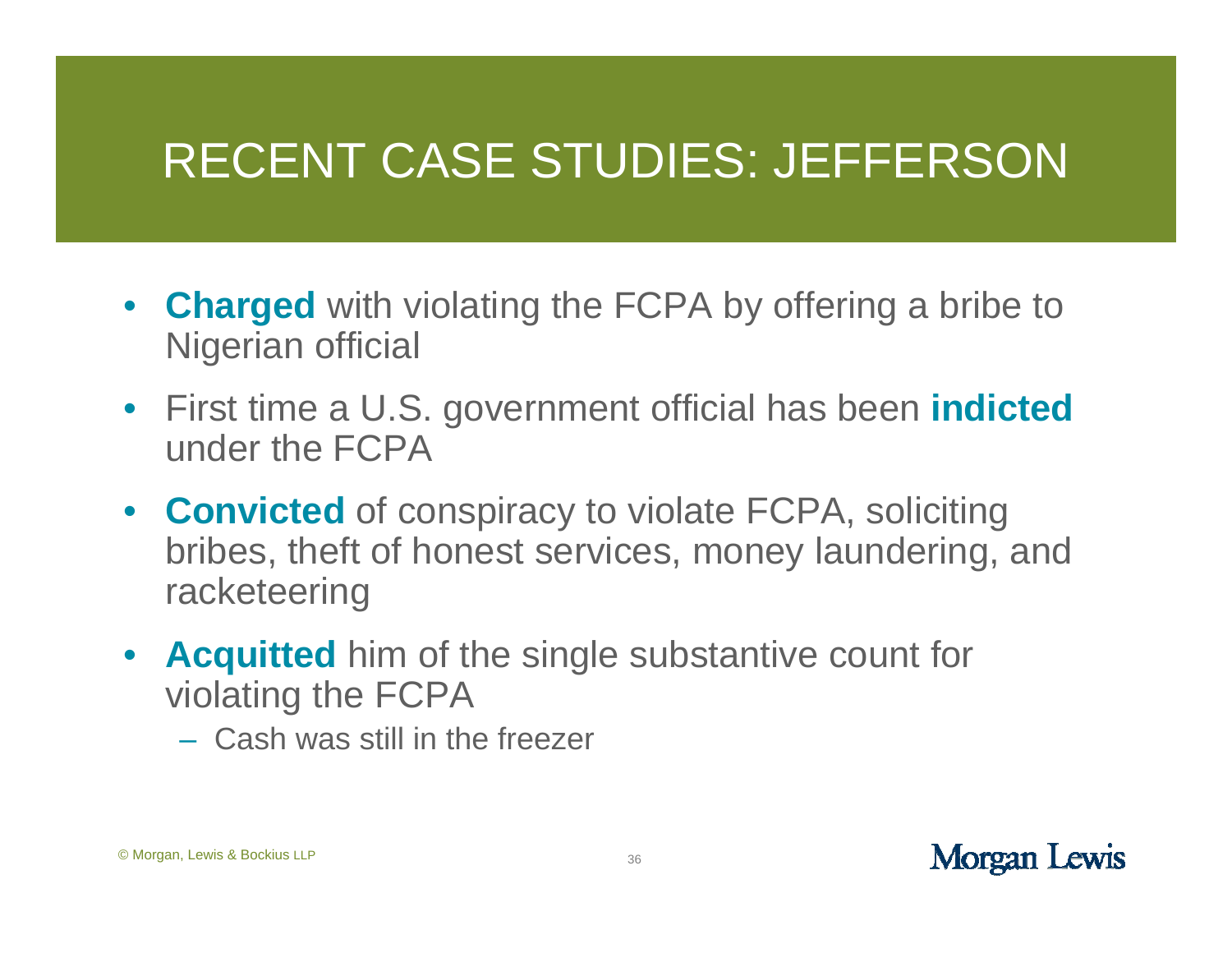# RECENT CASE STUDIES: JEFFERSON

- **Charged** with violating the FCPA by offering a bribe to Nigerian official
- First time a U.S. government official has been **indicted** under the FCPA
- **Convicted** of conspiracy to violate FCPA, soliciting bribes, theft of honest services, money laundering, and racketeering
- **Acquitted** him of the single substantive count for violating the FCPA
  - Cash was still in the freezer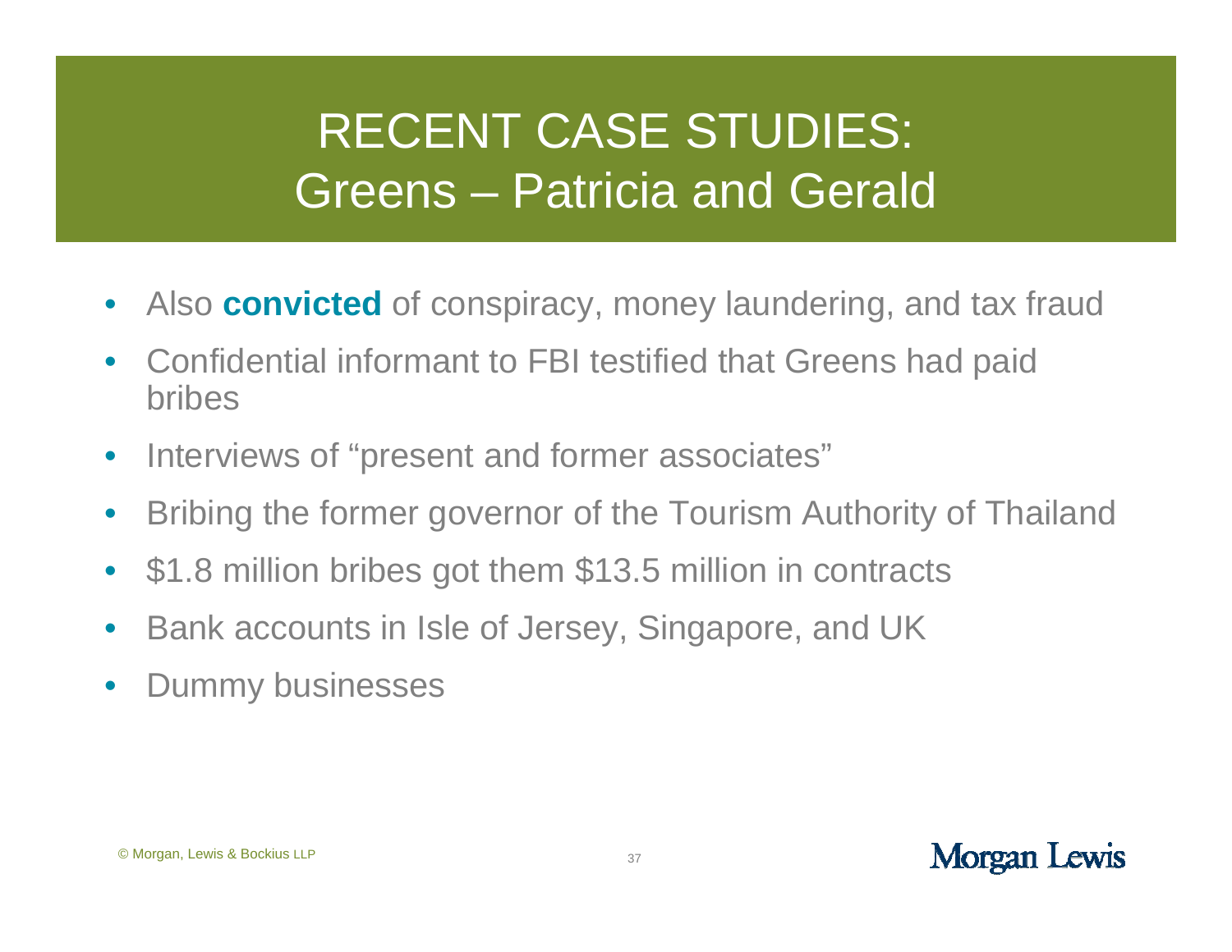# RECENT CASE STUDIES: Greens – Patricia and Gerald

- Also **convicted** of conspiracy, money laundering, and tax fraud
- Confidential informant to FBI testified that Greens had paid bribes
- Interviews of "present and former associates"
- Bribing the former governor of the Tourism Authority of Thailand
- $1.8 million bribes got them $13.5 million in contracts
- Bank accounts in Isle of Jersey, Singapore, and UK
- Dummy businesses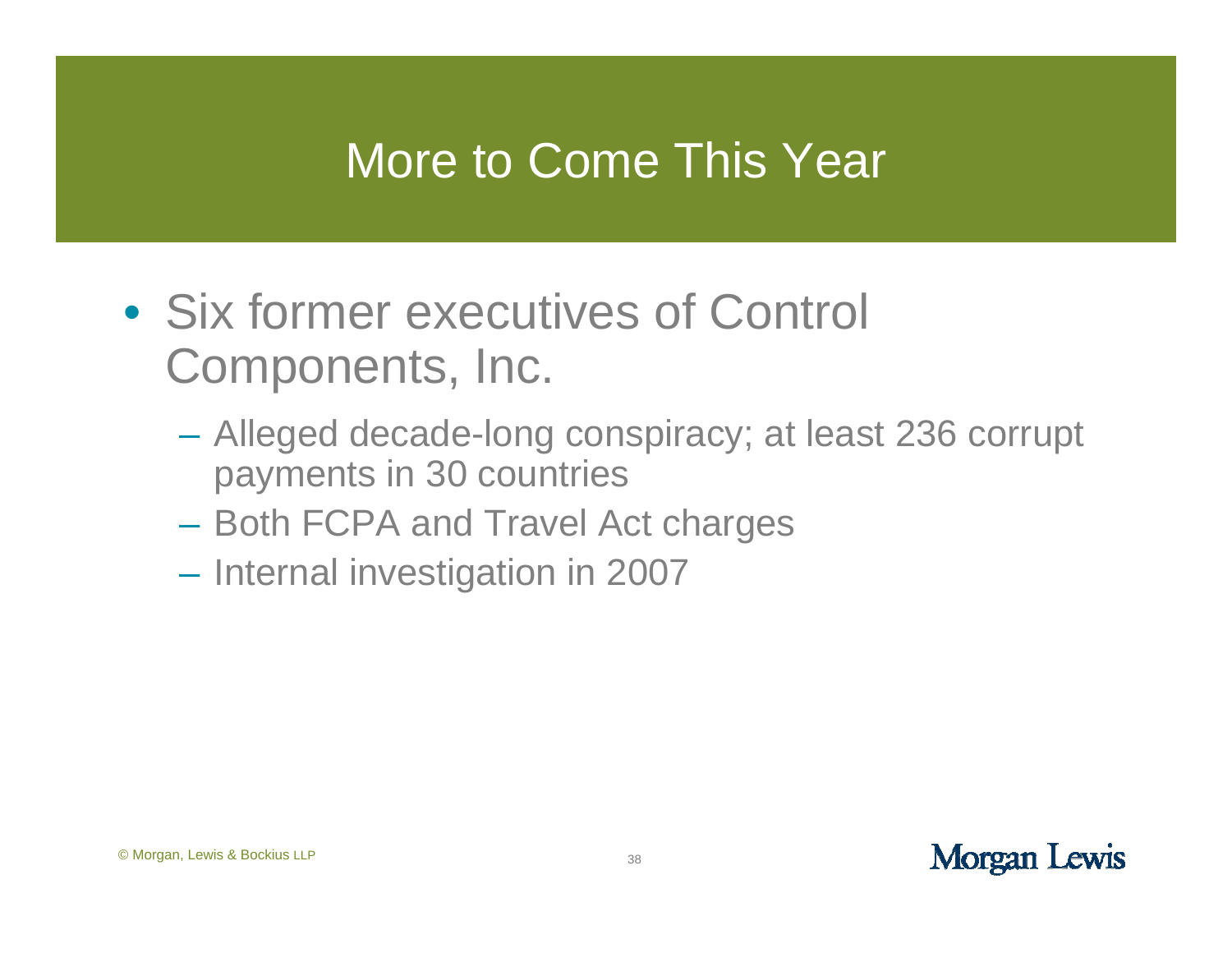# More to Come This Year

- Six former executives of Control Components, Inc.
  - Alleged decade-long conspiracy; at least 236 corrupt payments in 30 countries
  - Both FCPA and Travel Act charges
  - Internal investigation in 2007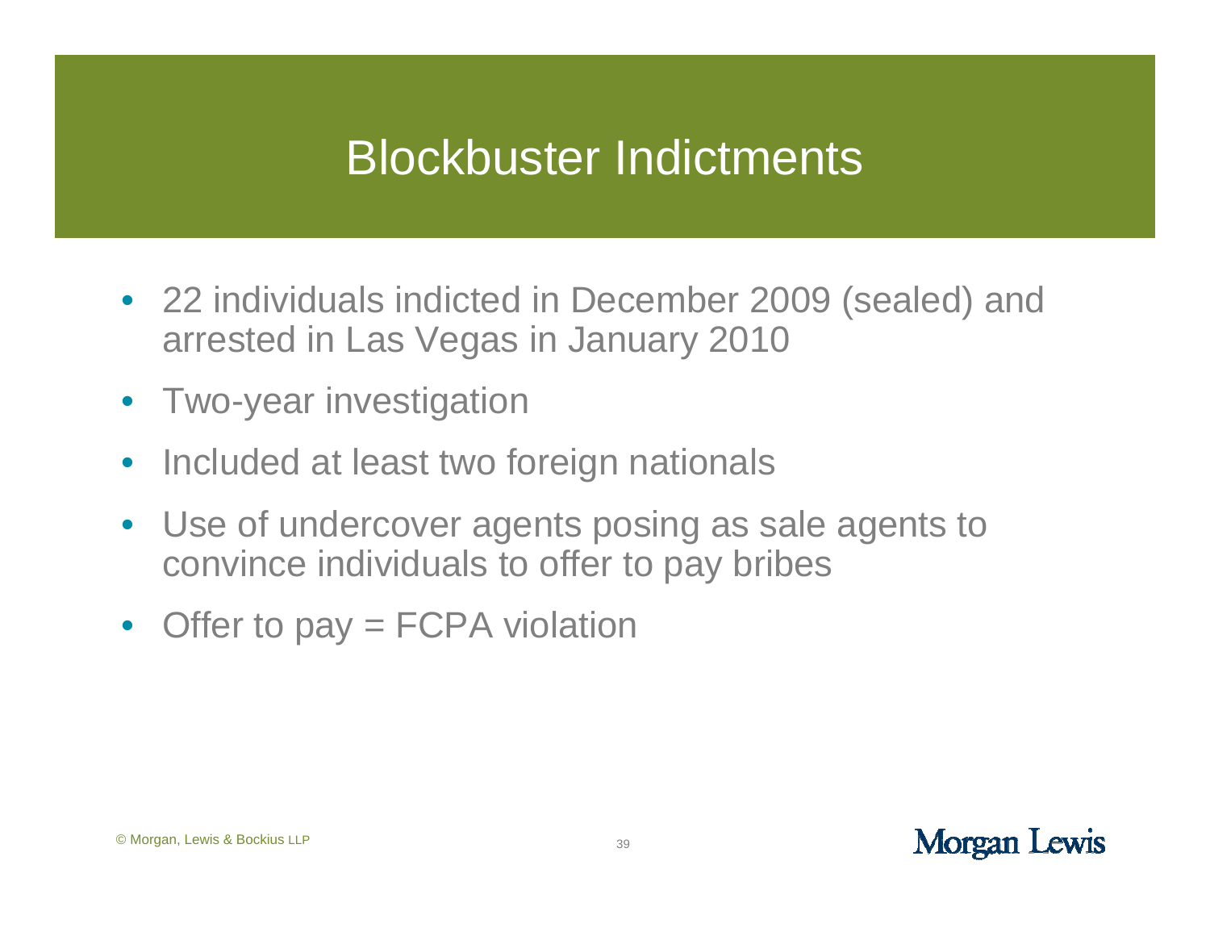# Blockbuster Indictments

- 22 individuals indicted in December 2009 (sealed) and arrested in Las Vegas in January 2010
- Two-year investigation
- Included at least two foreign nationals
- Use of undercover agents posing as sale agents to convince individuals to offer to pay bribes
- Offer to pay = FCPA violation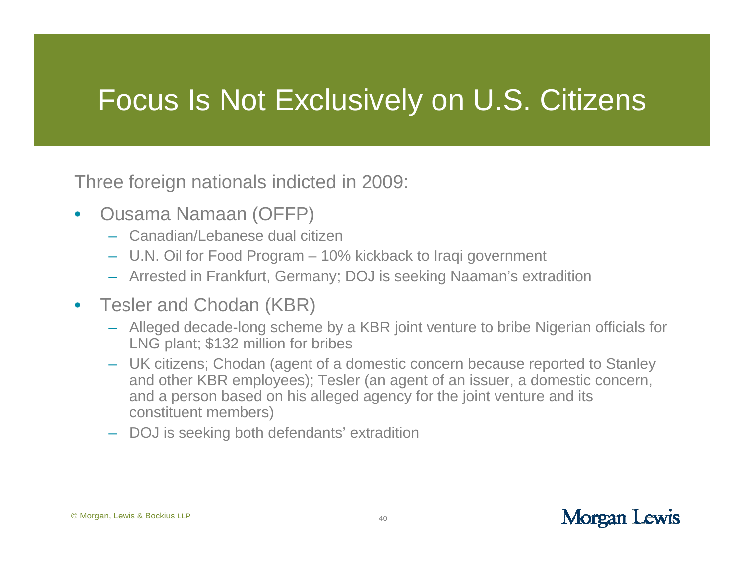# Focus Is Not Exclusively on U.S. Citizens

Three foreign nationals indicted in 2009:

- Ousama Namaan (OFFP)
  - Canadian/Lebanese dual citizen
  - U.N. Oil for Food Program – 10% kickback to Iraqi government
  - Arrested in Frankfurt, Germany; DOJ is seeking Naaman's extradition
- Tesler and Chodan (KBR)
  - Alleged decade-long scheme by a KBR joint venture to bribe Nigerian officials for LNG plant; $132 million for bribes
  - UK citizens; Chodan (agent of a domestic concern because reported to Stanley and other KBR employees); Tesler (an agent of an issuer, a domestic concern, and a person based on his alleged agency for the joint venture and its constituent members)
  - DOJ is seeking both defendants' extradition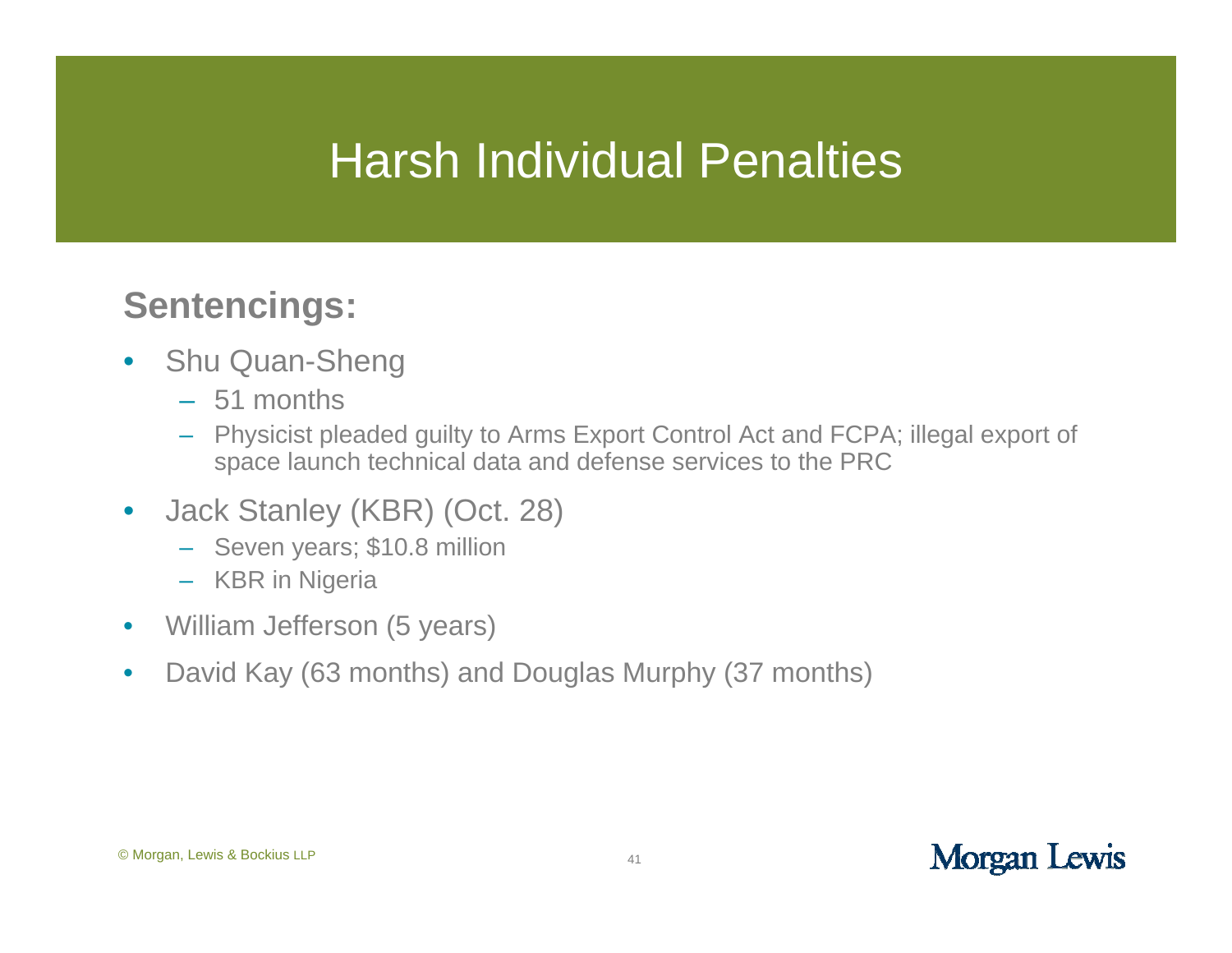# Harsh Individual Penalties

## Sentencings:

- Shu Quan-Sheng
  - 51 months
  - Physicist pleaded guilty to Arms Export Control Act and FCPA; illegal export of space launch technical data and defense services to the PRC
- Jack Stanley (KBR) (Oct. 28)
  - Seven years; $10.8 million
  - KBR in Nigeria
- William Jefferson (5 years)
- David Kay (63 months) and Douglas Murphy (37 months)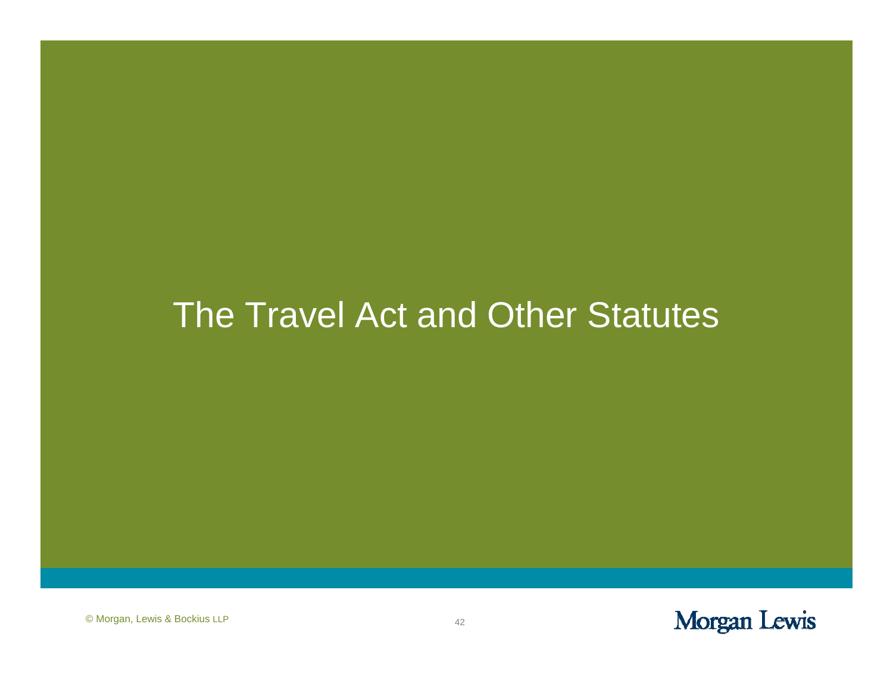# The Travel Act and Other Statutes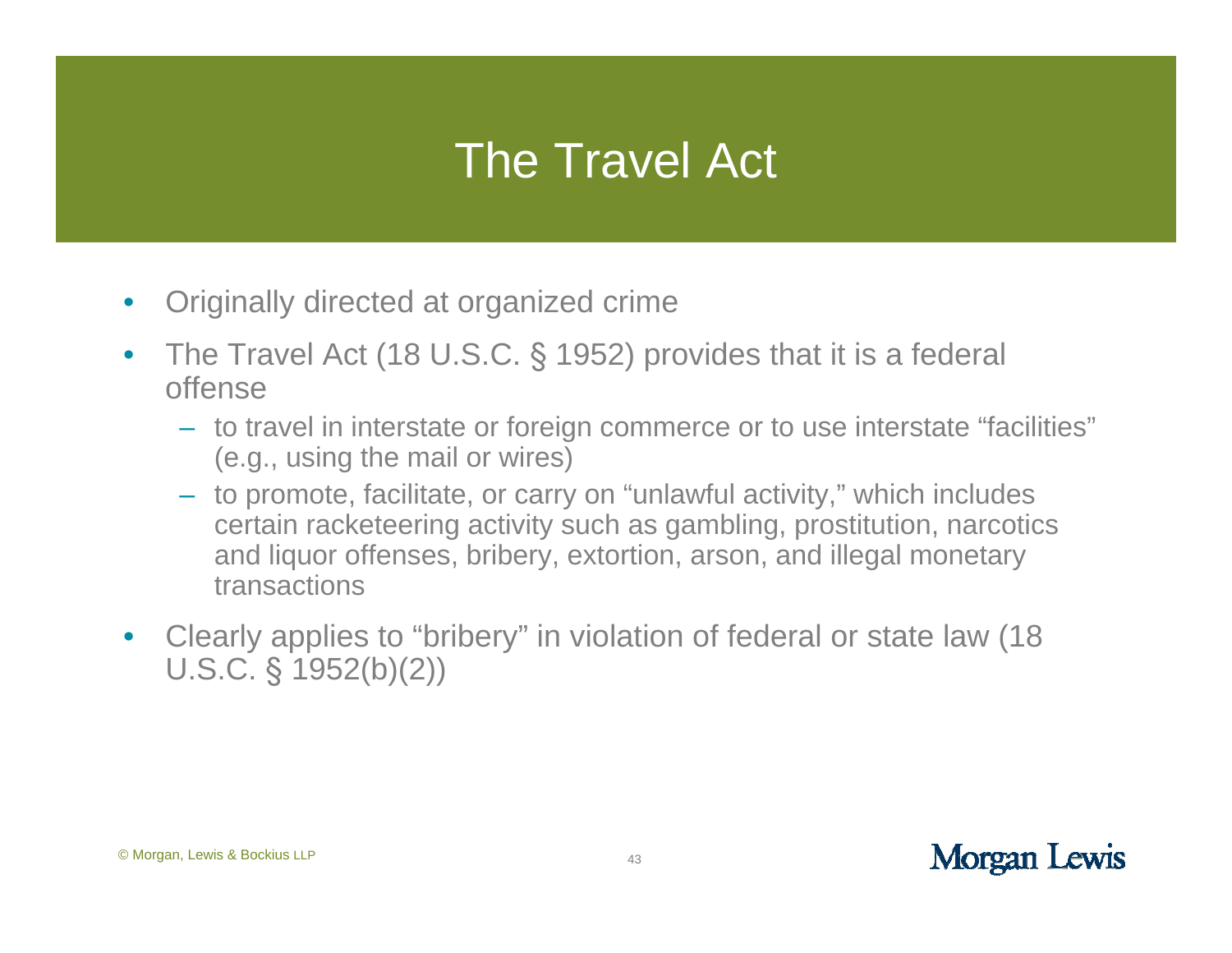# The Travel Act

- Originally directed at organized crime
- The Travel Act (18 U.S.C. § 1952) provides that it is a federal offense
  - to travel in interstate or foreign commerce or to use interstate "facilities" (e.g., using the mail or wires)
  - to promote, facilitate, or carry on "unlawful activity," which includes certain racketeering activity such as gambling, prostitution, narcotics and liquor offenses, bribery, extortion, arson, and illegal monetary transactions
- Clearly applies to "bribery" in violation of federal or state law (18 U.S.C. § 1952(b)(2))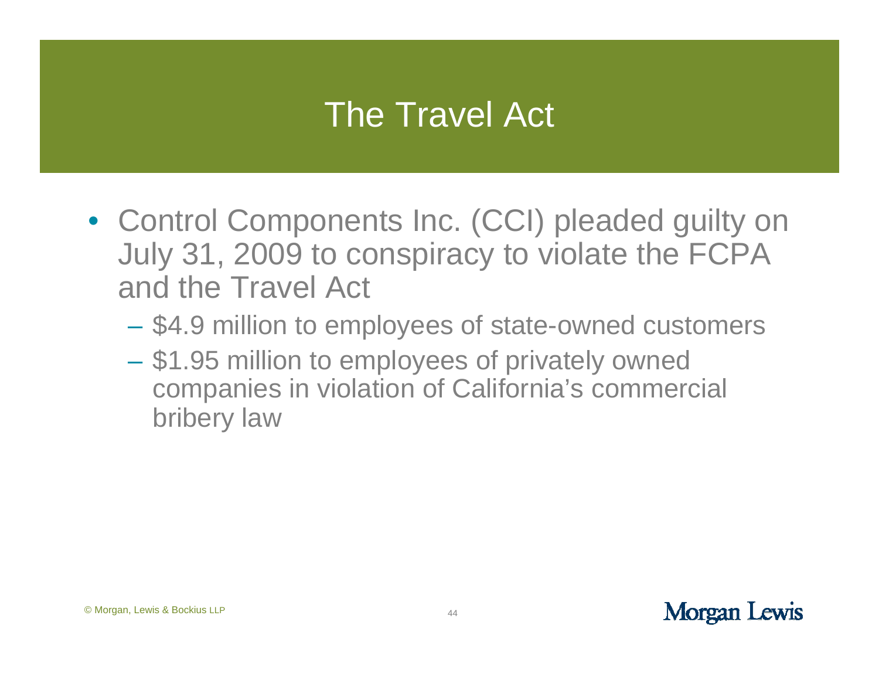# The Travel Act

- Control Components Inc. (CCI) pleaded guilty on July 31, 2009 to conspiracy to violate the FCPA and the Travel Act
  - $4.9 million to employees of state-owned customers
  - $1.95 million to employees of privately owned companies in violation of California's commercial bribery law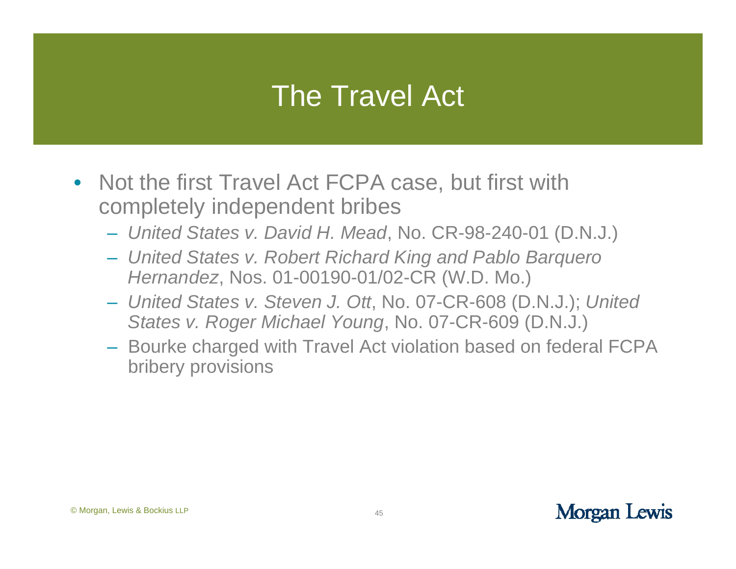# The Travel Act

- Not the first Travel Act FCPA case, but first with completely independent bribes
  - *United States v. David H. Mead*, No. CR-98-240-01 (D.N.J.)
  - *United States v. Robert Richard King and Pablo Barquero Hernandez*, Nos. 01-00190-01/02-CR (W.D. Mo.)
  - *United States v. Steven J. Ott*, No. 07-CR-608 (D.N.J.); *United States v. Roger Michael Young*, No. 07-CR-609 (D.N.J.)
  - Bourke charged with Travel Act violation based on federal FCPA bribery provisions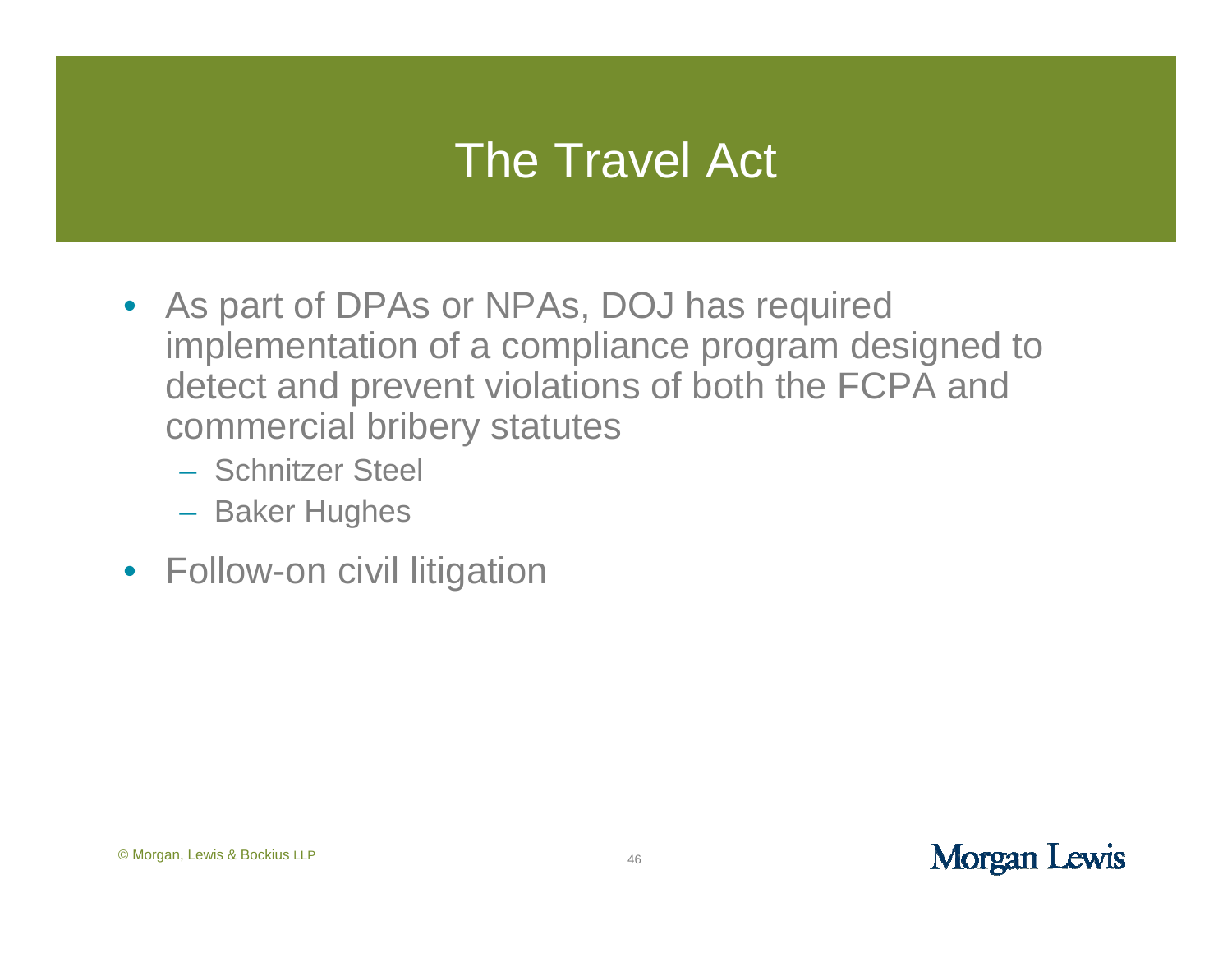# The Travel Act

- As part of DPAs or NPAs, DOJ has required implementation of a compliance program designed to detect and prevent violations of both the FCPA and commercial bribery statutes
  - Schnitzer Steel
  - Baker Hughes
- Follow-on civil litigation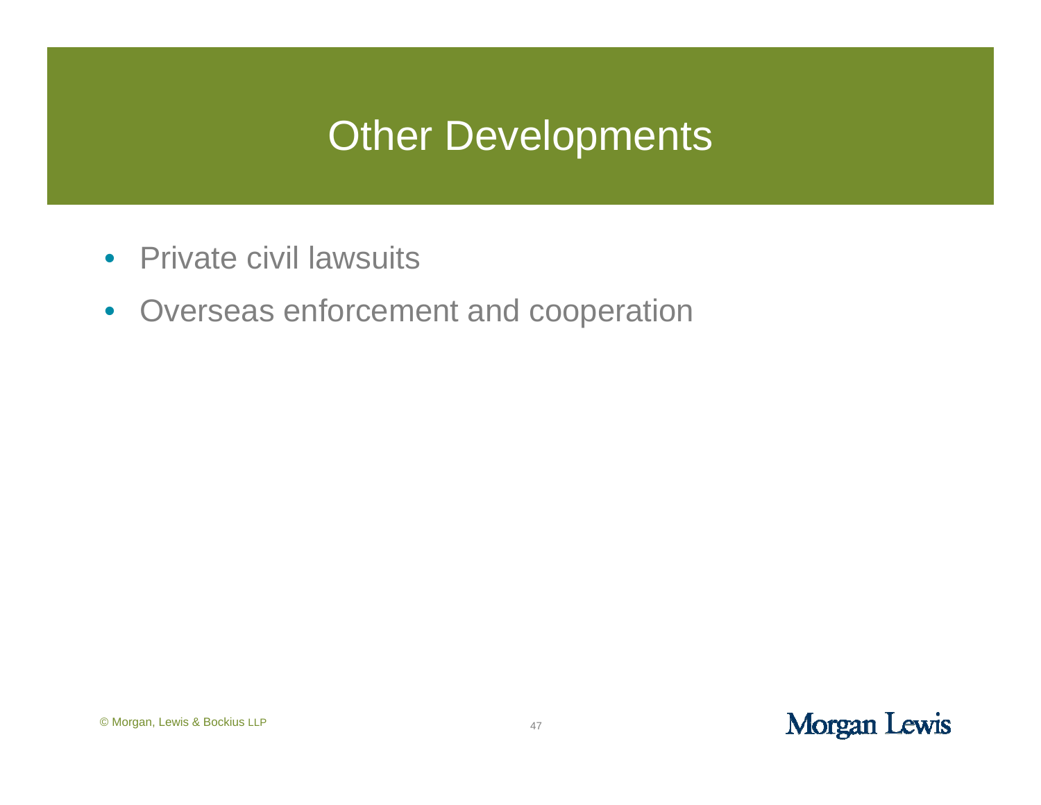# Other Developments

- Private civil lawsuits
- Overseas enforcement and cooperation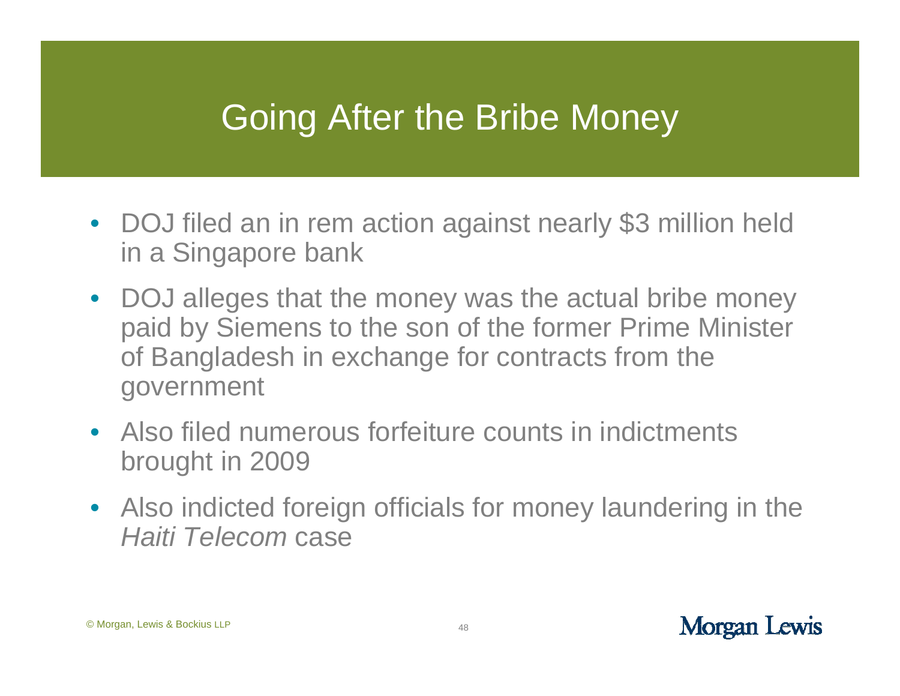# Going After the Bribe Money

- DOJ filed an in rem action against nearly $3 million held in a Singapore bank
- DOJ alleges that the money was the actual bribe money paid by Siemens to the son of the former Prime Minister of Bangladesh in exchange for contracts from the government
- Also filed numerous forfeiture counts in indictments brought in 2009
- Also indicted foreign officials for money laundering in the *Haiti Telecom* case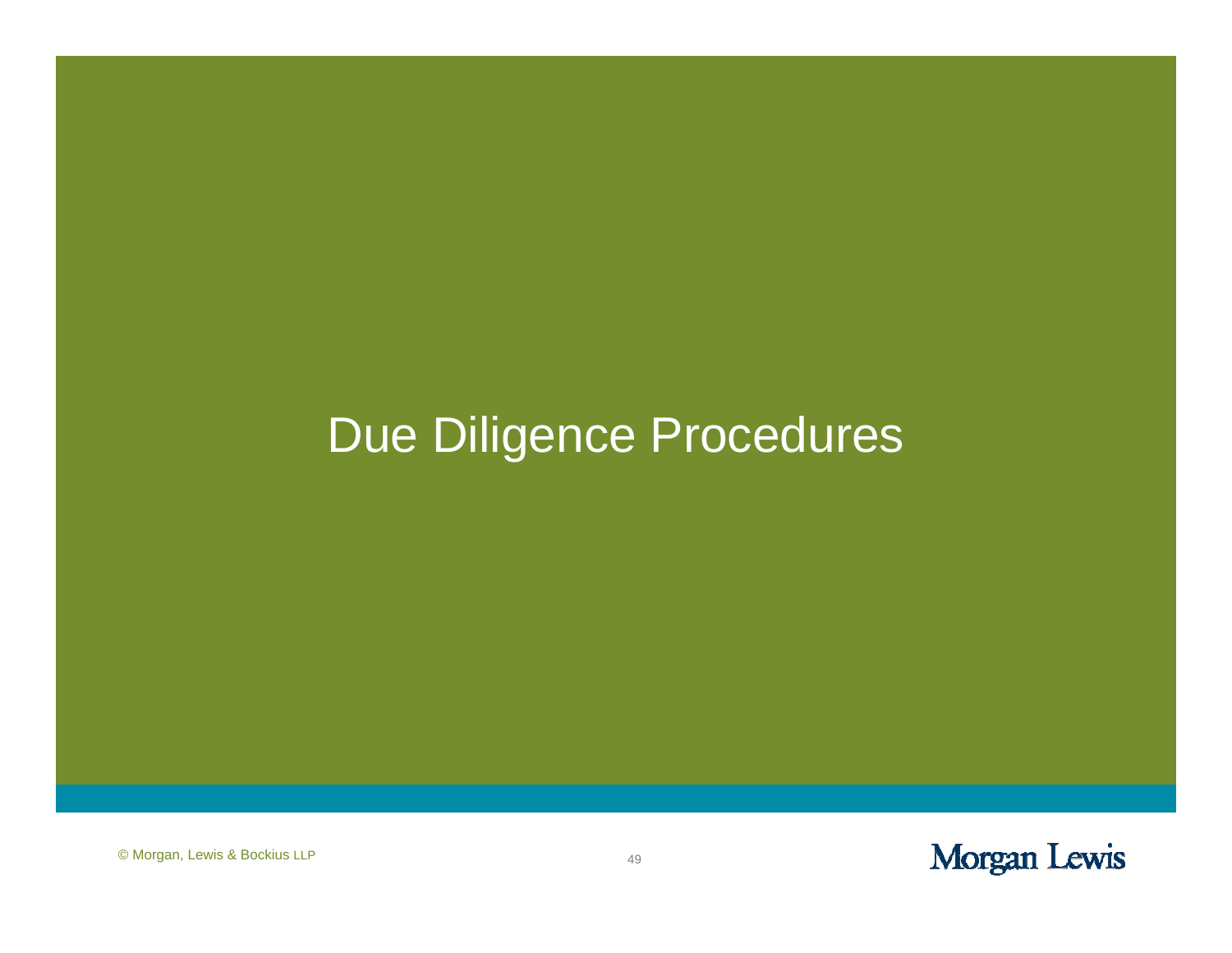# Due Diligence Procedures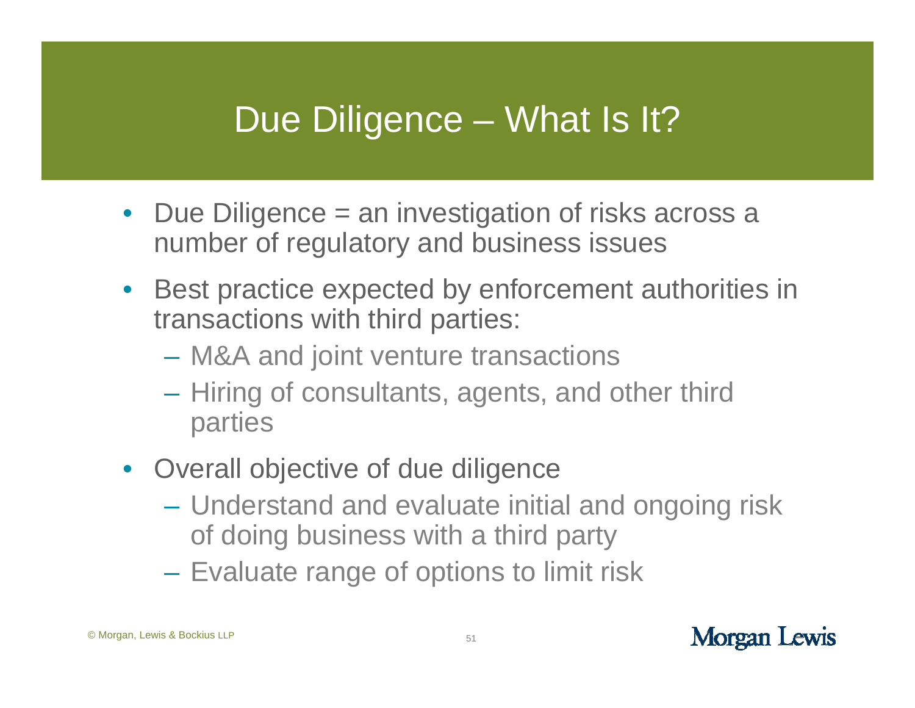# Due Diligence – What Is It?

- Due Diligence = an investigation of risks across a number of regulatory and business issues
- Best practice expected by enforcement authorities in transactions with third parties:
  - M&A and joint venture transactions
  - Hiring of consultants, agents, and other third parties
- Overall objective of due diligence
  - Understand and evaluate initial and ongoing risk of doing business with a third party
  - Evaluate range of options to limit risk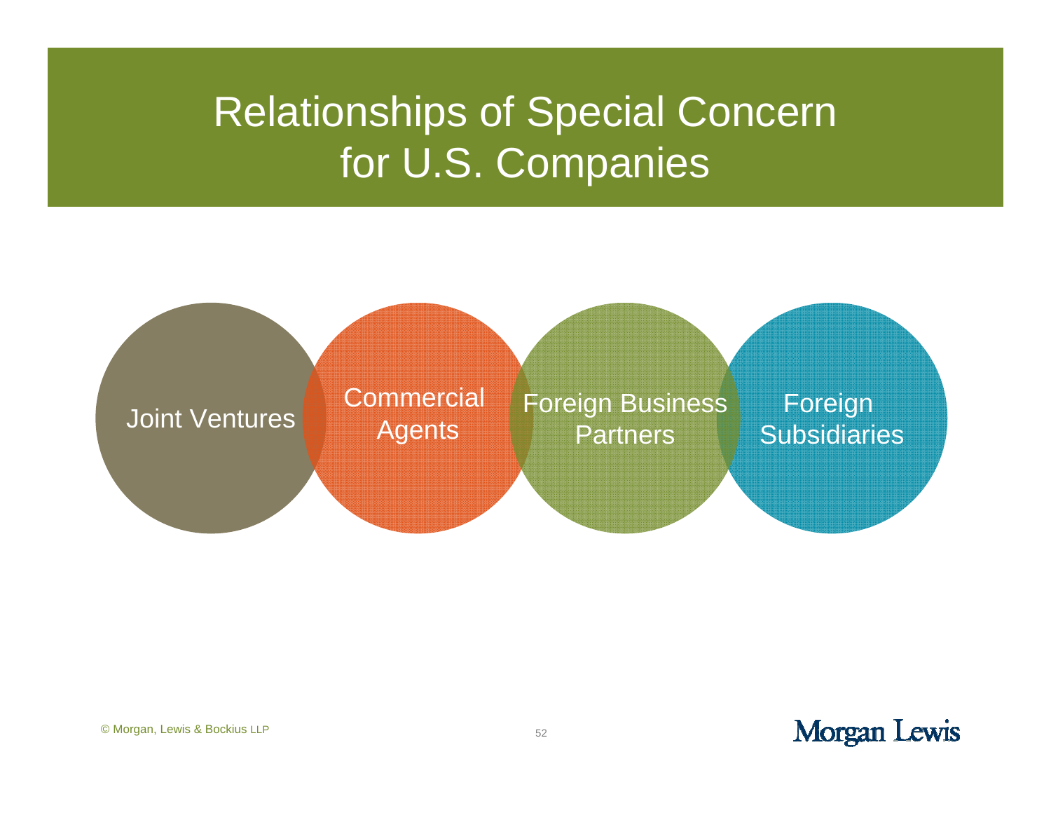# Relationships of Special Concern for U.S. Companies

- Joint Ventures
- Commercial Agents
- Foreign Business Partners
- Foreign Subsidiaries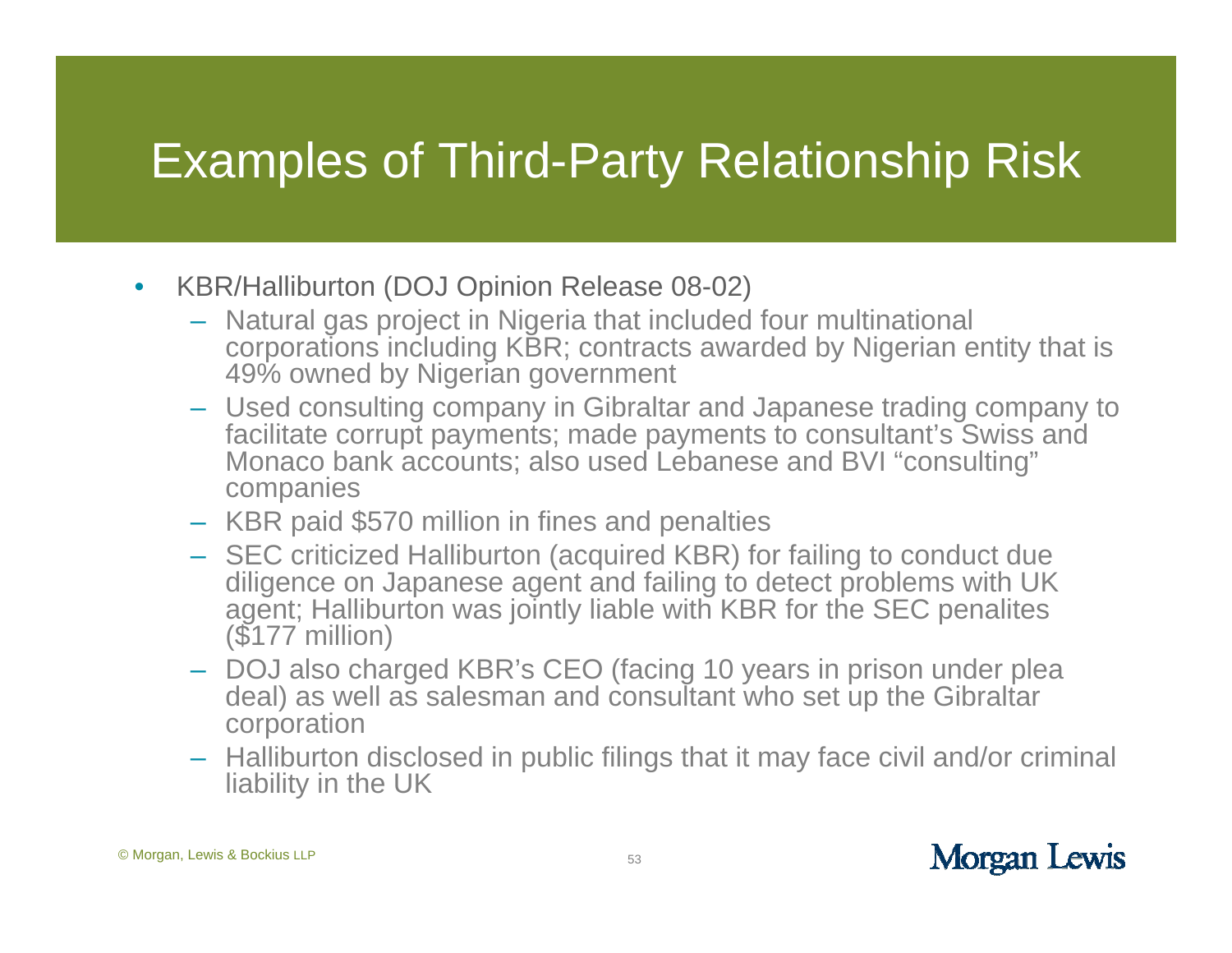# Examples of Third-Party Relationship Risk

- KBR/Halliburton (DOJ Opinion Release 08-02)
  - Natural gas project in Nigeria that included four multinational corporations including KBR; contracts awarded by Nigerian entity that is 49% owned by Nigerian government
  - Used consulting company in Gibraltar and Japanese trading company to facilitate corrupt payments; made payments to consultant's Swiss and Monaco bank accounts; also used Lebanese and BVI "consulting" companies
  - KBR paid $570 million in fines and penalties
  - SEC criticized Halliburton (acquired KBR) for failing to conduct due diligence on Japanese agent and failing to detect problems with UK agent; Halliburton was jointly liable with KBR for the SEC penalites ($177 million)
  - DOJ also charged KBR's CEO (facing 10 years in prison under plea deal) as well as salesman and consultant who set up the Gibraltar corporation
  - Halliburton disclosed in public filings that it may face civil and/or criminal liability in the UK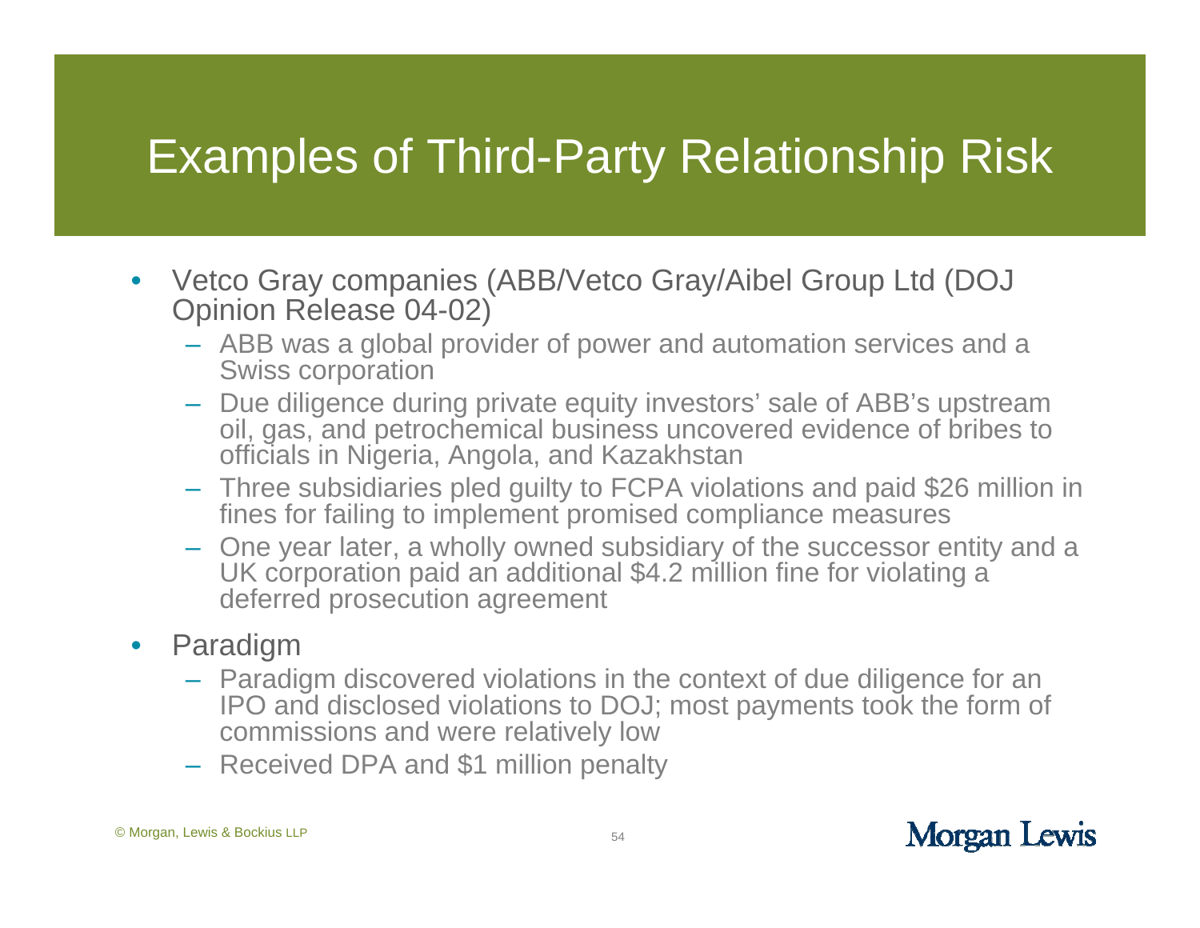# Examples of Third-Party Relationship Risk

- Vetco Gray companies (ABB/Vetco Gray/Aibel Group Ltd (DOJ Opinion Release 04-02)
  - ABB was a global provider of power and automation services and a Swiss corporation
  - Due diligence during private equity investors' sale of ABB's upstream oil, gas, and petrochemical business uncovered evidence of bribes to officials in Nigeria, Angola, and Kazakhstan
  - Three subsidiaries pled guilty to FCPA violations and paid $26 million in fines for failing to implement promised compliance measures
  - One year later, a wholly owned subsidiary of the successor entity and a UK corporation paid an additional $4.2 million fine for violating a deferred prosecution agreement
- Paradigm
  - Paradigm discovered violations in the context of due diligence for an IPO and disclosed violations to DOJ; most payments took the form of commissions and were relatively low
  - Received DPA and $1 million penalty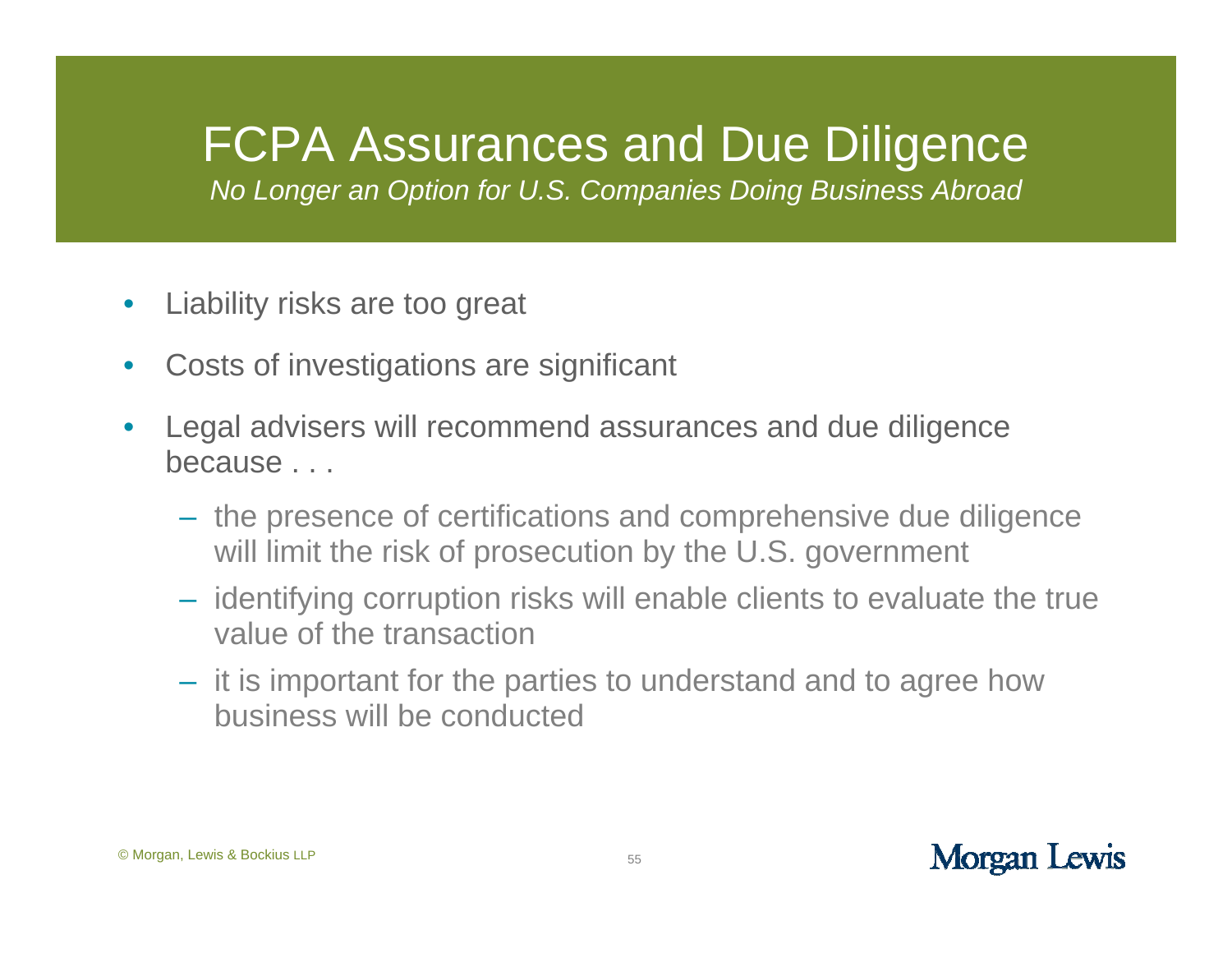# FCPA Assurances and Due Diligence

*No Longer an Option for U.S. Companies Doing Business Abroad*

- Liability risks are too great
- Costs of investigations are significant
- Legal advisers will recommend assurances and due diligence because . . .
  - the presence of certifications and comprehensive due diligence will limit the risk of prosecution by the U.S. government
  - identifying corruption risks will enable clients to evaluate the true value of the transaction
  - it is important for the parties to understand and to agree how business will be conducted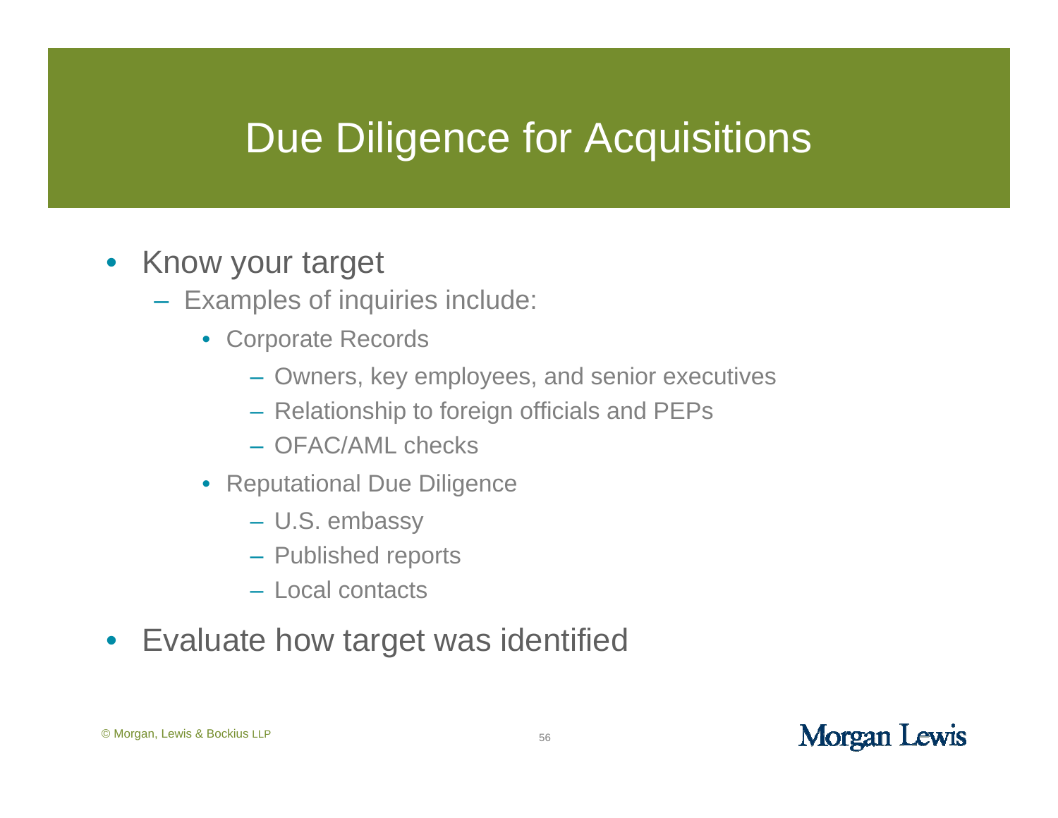# Due Diligence for Acquisitions

- Know your target
  - Examples of inquiries include:
    - Corporate Records
      - Owners, key employees, and senior executives
      - Relationship to foreign officials and PEPs
      - OFAC/AML checks
    - Reputational Due Diligence
      - U.S. embassy
      - Published reports
      - Local contacts
- Evaluate how target was identified

© Morgan, Lewis & Bockius LLP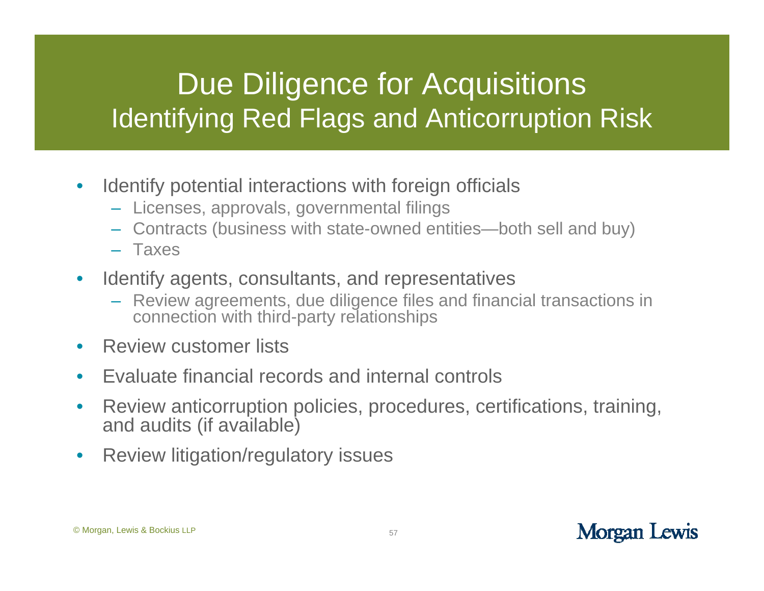# Due Diligence for Acquisitions
## Identifying Red Flags and Anticorruption Risk

- Identify potential interactions with foreign officials
  - Licenses, approvals, governmental filings
  - Contracts (business with state-owned entities—both sell and buy)
  - Taxes
- Identify agents, consultants, and representatives
  - Review agreements, due diligence files and financial transactions in connection with third-party relationships
- Review customer lists
- Evaluate financial records and internal controls
- Review anticorruption policies, procedures, certifications, training, and audits (if available)
- Review litigation/regulatory issues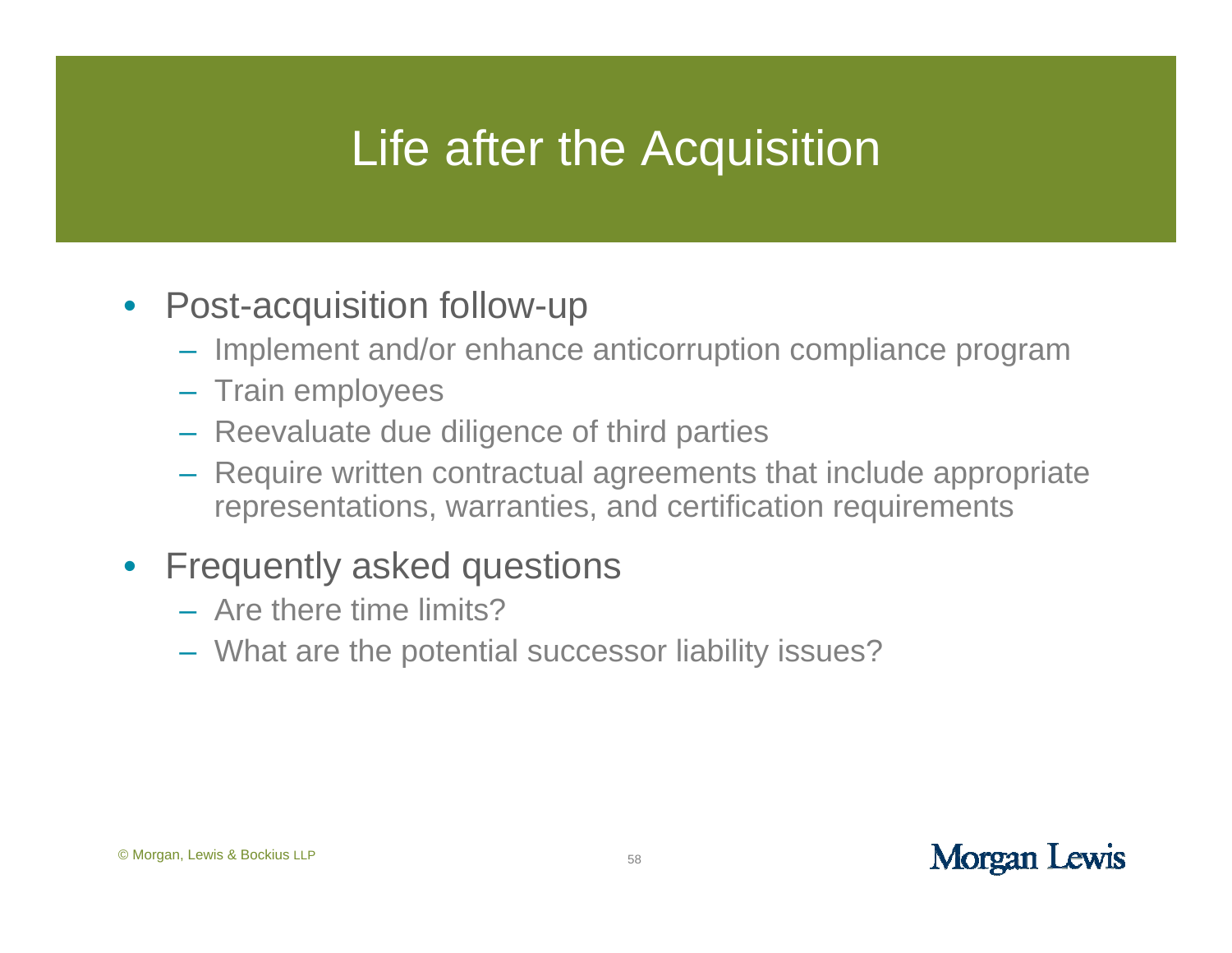# Life after the Acquisition

- Post-acquisition follow-up
  - Implement and/or enhance anticorruption compliance program
  - Train employees
  - Reevaluate due diligence of third parties
  - Require written contractual agreements that include appropriate representations, warranties, and certification requirements
- Frequently asked questions
  - Are there time limits?
  - What are the potential successor liability issues?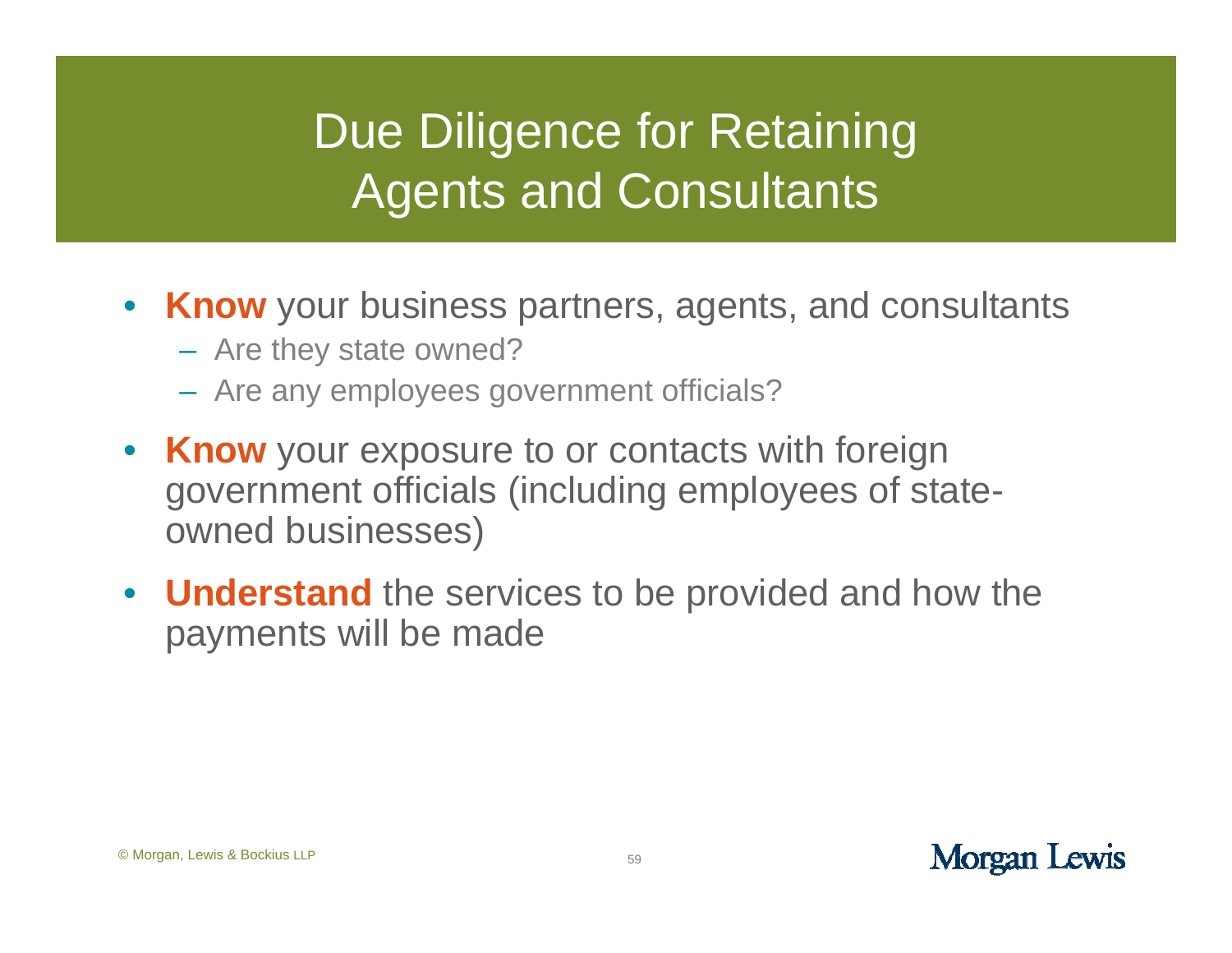# Due Diligence for Retaining Agents and Consultants

- **Know** your business partners, agents, and consultants
  - Are they state owned?
  - Are any employees government officials?
- **Know** your exposure to or contacts with foreign government officials (including employees of state-owned businesses)
- **Understand** the services to be provided and how the payments will be made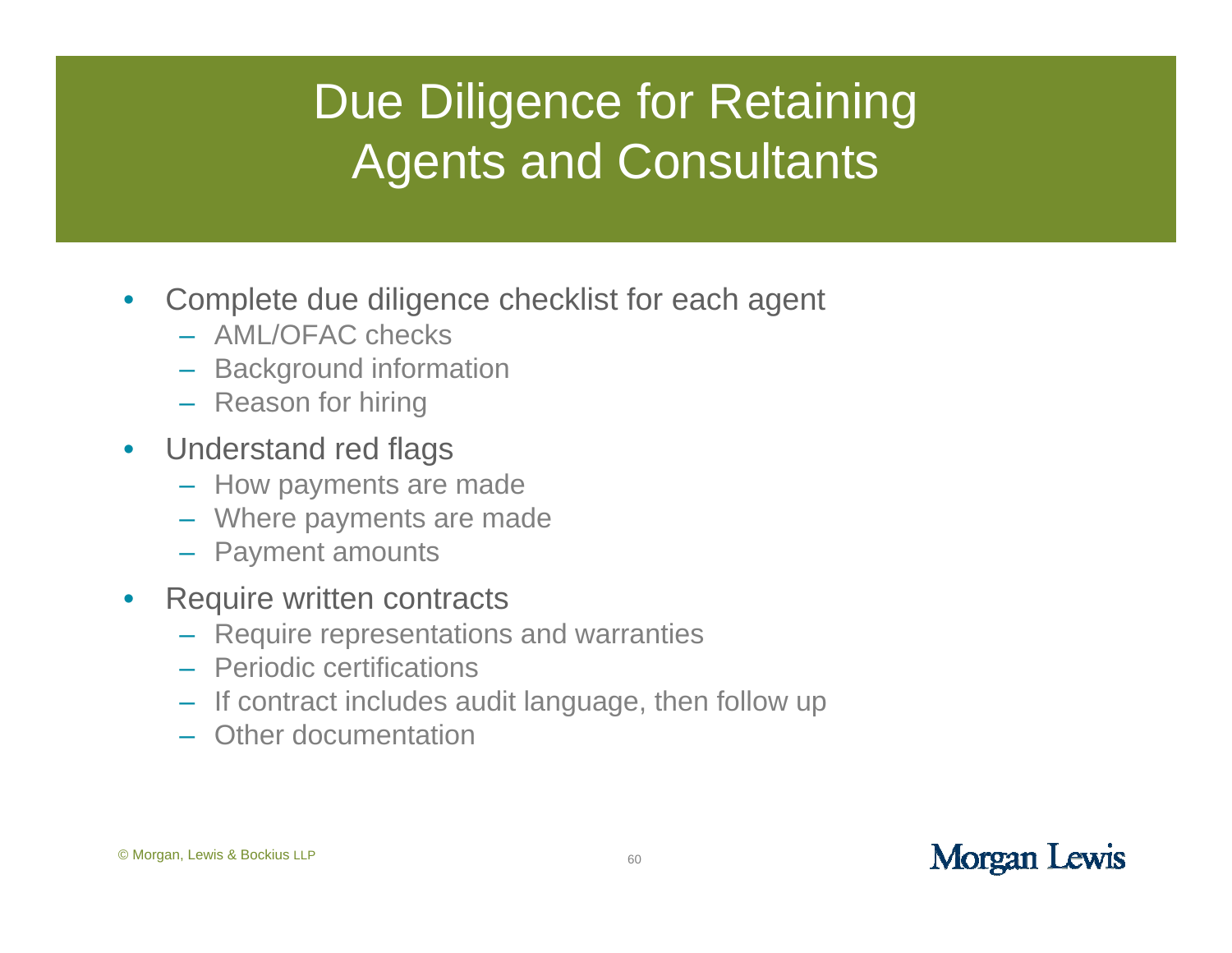# Due Diligence for Retaining Agents and Consultants

- Complete due diligence checklist for each agent
  - AML/OFAC checks
  - Background information
  - Reason for hiring
- Understand red flags
  - How payments are made
  - Where payments are made
  - Payment amounts
- Require written contracts
  - Require representations and warranties
  - Periodic certifications
  - If contract includes audit language, then follow up
  - Other documentation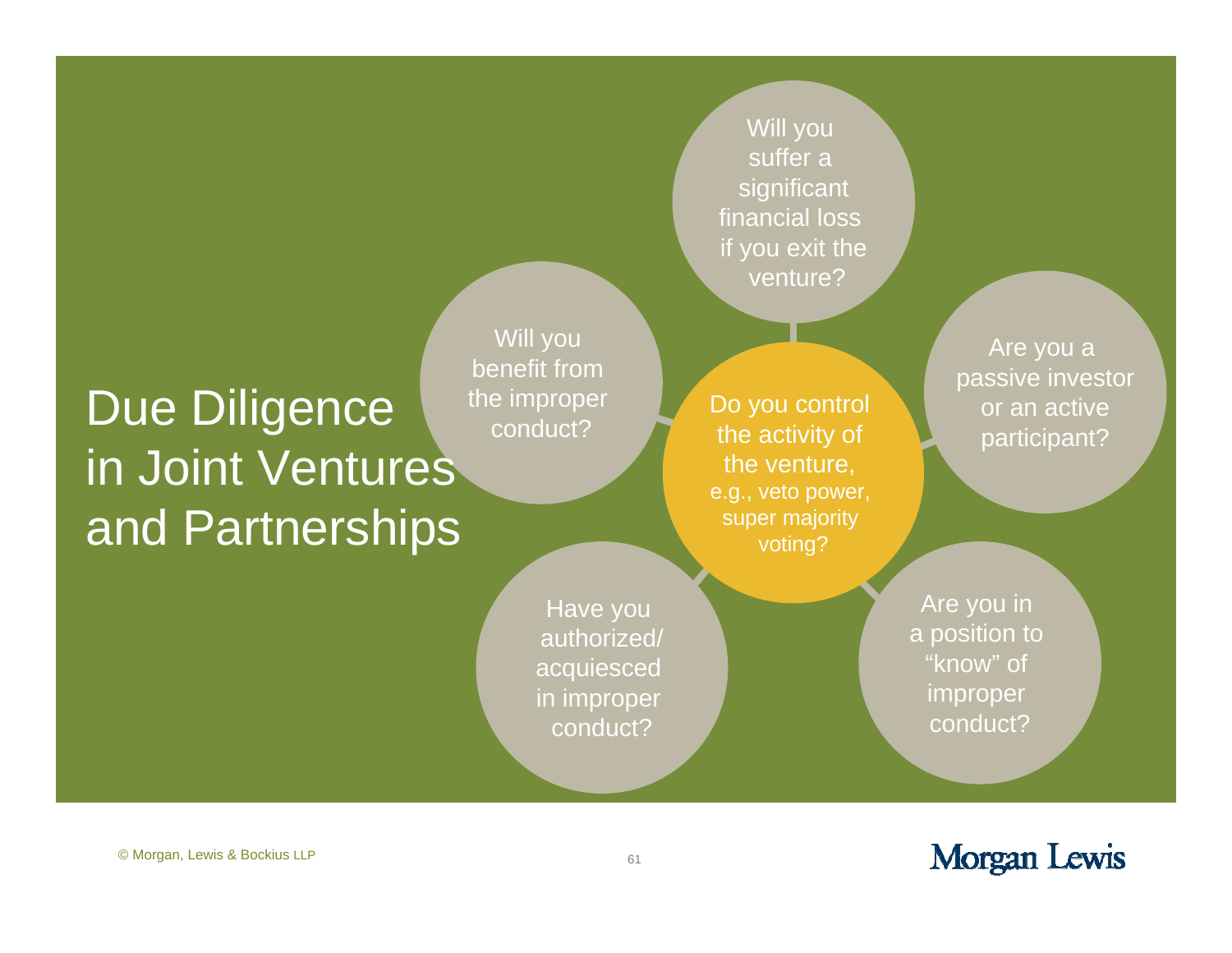# Due Diligence in Joint Ventures and Partnerships

- Do you control the activity of the venture, e.g., veto power, super majority voting?
- Will you suffer a significant financial loss if you exit the venture?
- Are you a passive investor or an active participant?
- Are you in a position to "know" of improper conduct?
- Have you authorized/acquiesced in improper conduct?
- Will you benefit from the improper conduct?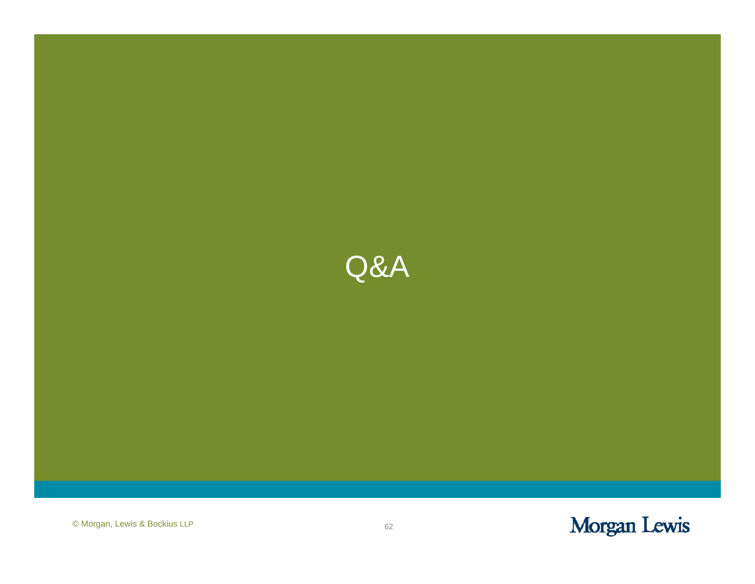# Q&A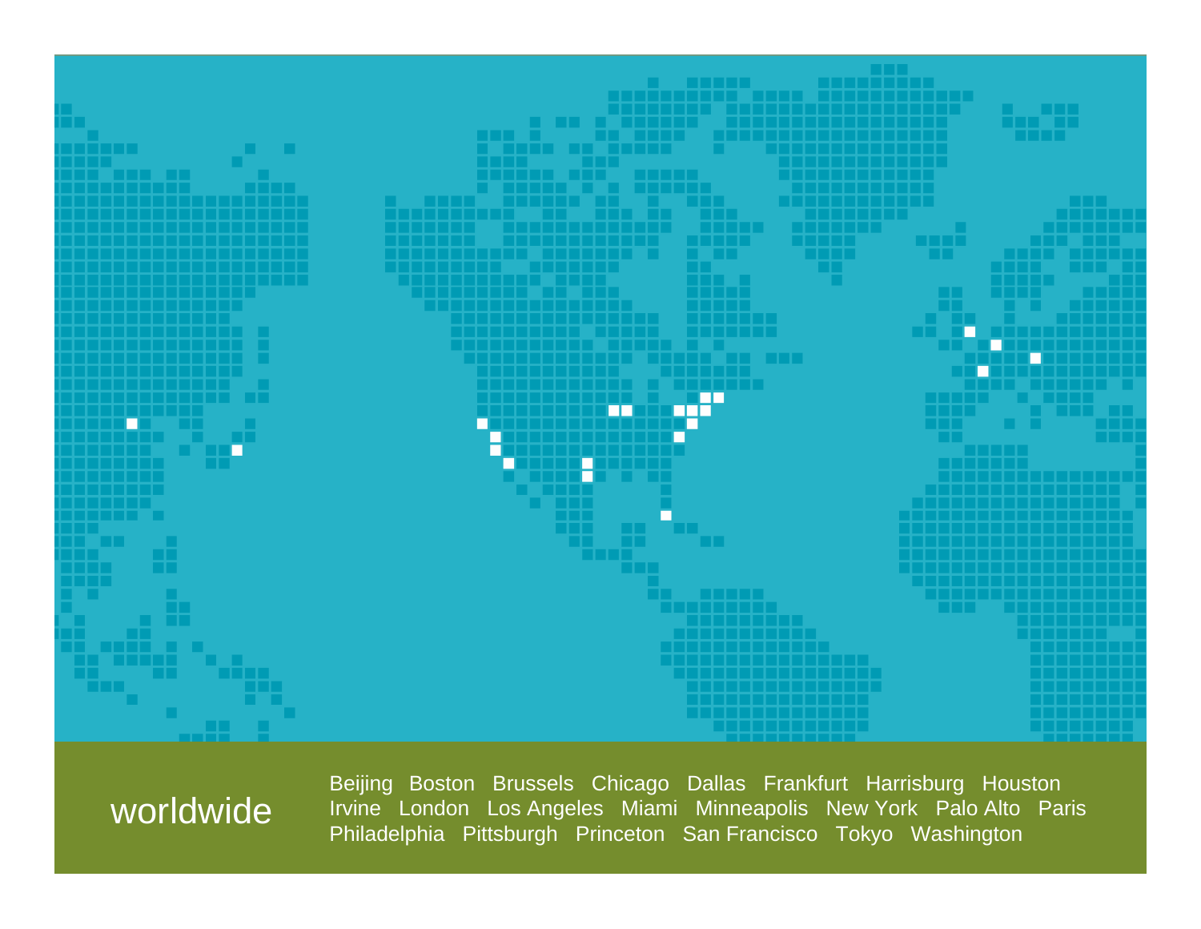worldwide

Beijing Boston Brussels Chicago Dallas Frankfurt Harrisburg Houston
Irvine London Los Angeles Miami Minneapolis New York Palo Alto Paris
Philadelphia Pittsburgh Princeton San Francisco Tokyo Washington